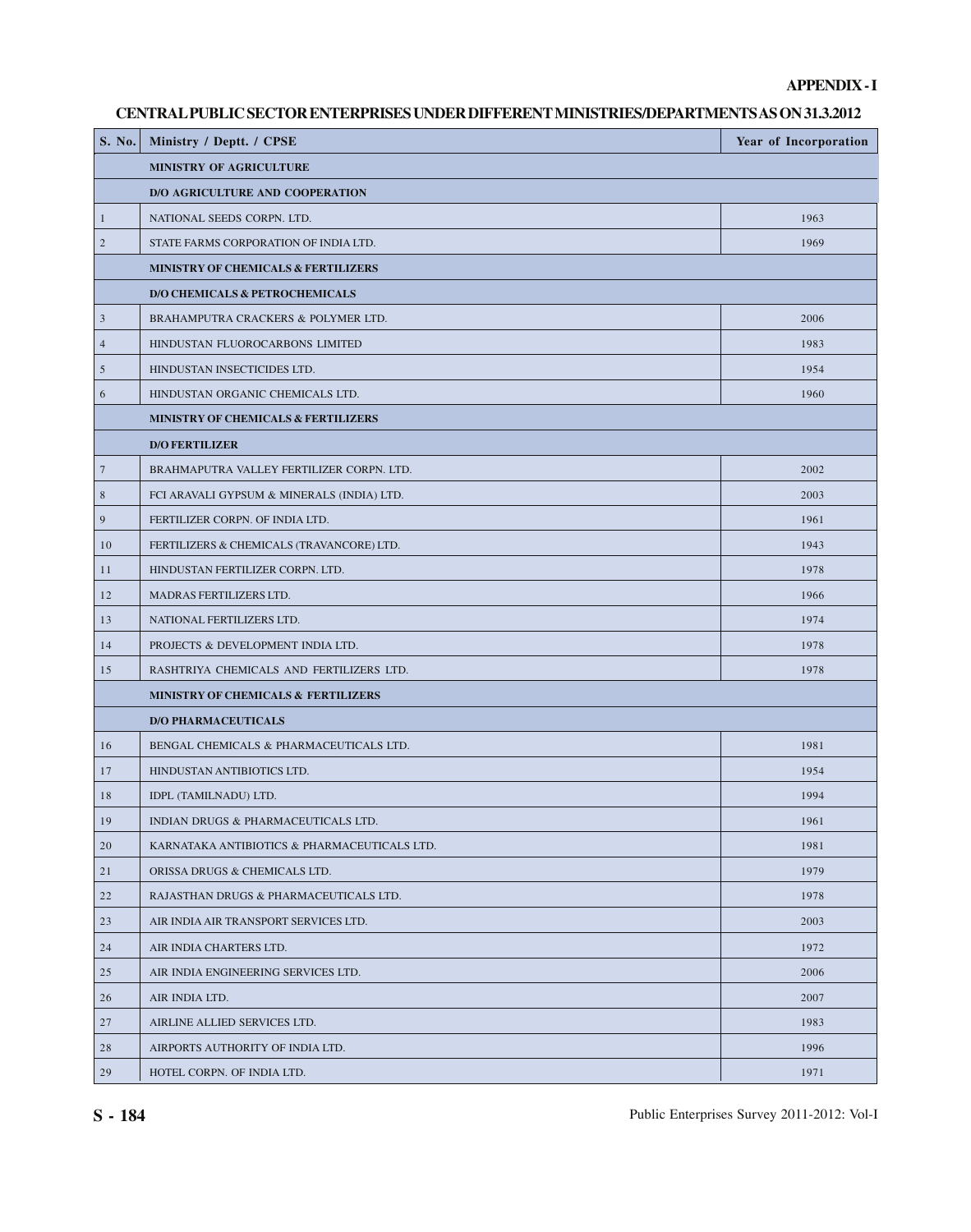APPENDIX - I

## CENTRAL PUBLIC SECTOR ENTERPRISES UNDER DIFFERENT MINISTRIES/DEPARTMENTS AS ON 31.3.2012

| S. No. | Ministry / Deptt. / CPSE | Year of Incorporation |
|---|---|---|
| | **MINISTRY OF AGRICULTURE** | |
| | **D/O AGRICULTURE AND COOPERATION** | |
| 1 | NATIONAL SEEDS CORPN. LTD. | 1963 |
| 2 | STATE FARMS CORPORATION OF INDIA LTD. | 1969 |
| | **MINISTRY OF CHEMICALS & FERTILIZERS** | |
| | **D/O CHEMICALS & PETROCHEMICALS** | |
| 3 | BRAHAMPUTRA CRACKERS & POLYMER LTD. | 2006 |
| 4 | HINDUSTAN FLUOROCARBONS LIMITED | 1983 |
| 5 | HINDUSTAN INSECTICIDES LTD. | 1954 |
| 6 | HINDUSTAN ORGANIC CHEMICALS LTD. | 1960 |
| | **MINISTRY OF CHEMICALS & FERTILIZERS** | |
| | **D/O FERTILIZER** | |
| 7 | BRAHMAPUTRA VALLEY FERTILIZER CORPN. LTD. | 2002 |
| 8 | FCI ARAVALI GYPSUM & MINERALS (INDIA) LTD. | 2003 |
| 9 | FERTILIZER CORPN. OF INDIA LTD. | 1961 |
| 10 | FERTILIZERS & CHEMICALS (TRAVANCORE) LTD. | 1943 |
| 11 | HINDUSTAN FERTILIZER CORPN. LTD. | 1978 |
| 12 | MADRAS FERTILIZERS LTD. | 1966 |
| 13 | NATIONAL FERTILIZERS LTD. | 1974 |
| 14 | PROJECTS & DEVELOPMENT INDIA LTD. | 1978 |
| 15 | RASHTRIYA CHEMICALS AND FERTILIZERS LTD. | 1978 |
| | **MINISTRY OF CHEMICALS & FERTILIZERS** | |
| | **D/O PHARMACEUTICALS** | |
| 16 | BENGAL CHEMICALS & PHARMACEUTICALS LTD. | 1981 |
| 17 | HINDUSTAN ANTIBIOTICS LTD. | 1954 |
| 18 | IDPL (TAMILNADU) LTD. | 1994 |
| 19 | INDIAN DRUGS & PHARMACEUTICALS LTD. | 1961 |
| 20 | KARNATAKA ANTIBIOTICS & PHARMACEUTICALS LTD. | 1981 |
| 21 | ORISSA DRUGS & CHEMICALS LTD. | 1979 |
| 22 | RAJASTHAN DRUGS & PHARMACEUTICALS LTD. | 1978 |
| 23 | AIR INDIA AIR TRANSPORT SERVICES LTD. | 2003 |
| 24 | AIR INDIA CHARTERS LTD. | 1972 |
| 25 | AIR INDIA ENGINEERING SERVICES LTD. | 2006 |
| 26 | AIR INDIA LTD. | 2007 |
| 27 | AIRLINE ALLIED SERVICES LTD. | 1983 |
| 28 | AIRPORTS AUTHORITY OF INDIA LTD. | 1996 |
| 29 | HOTEL CORPN. OF INDIA LTD. | 1971 |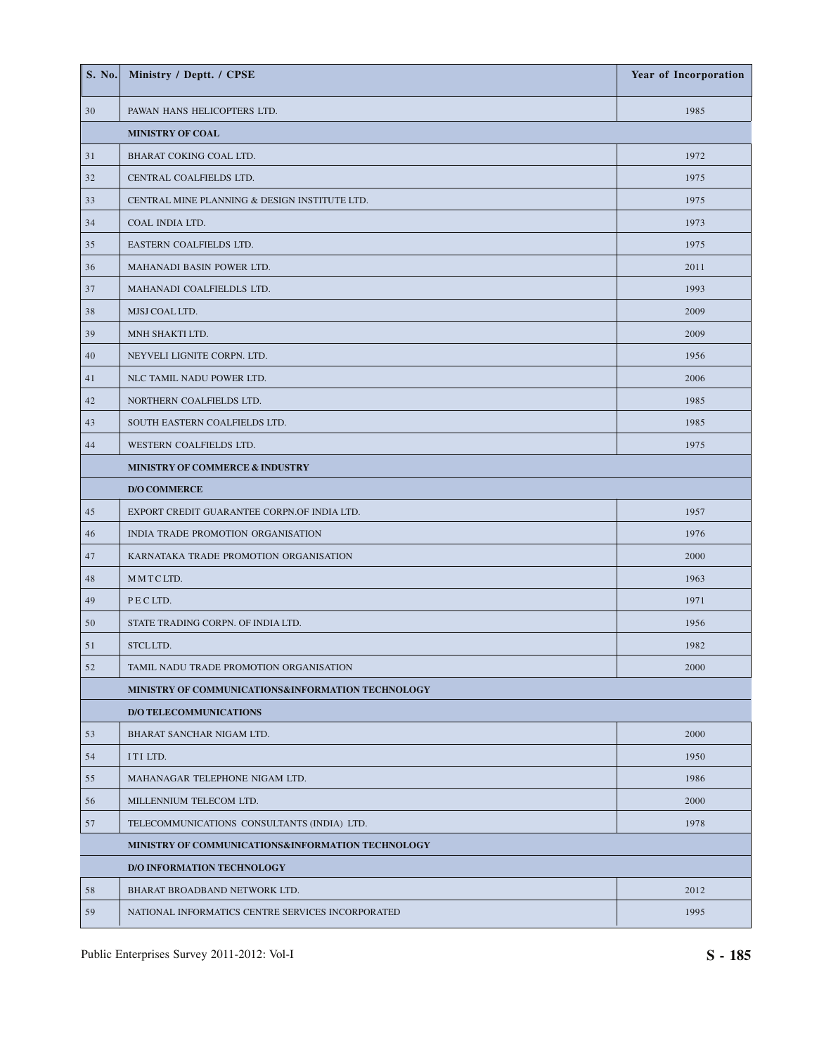| S. No. | Ministry / Deptt. / CPSE | Year of Incorporation |
|---|---|---|
| 30 | PAWAN HANS HELICOPTERS LTD. | 1985 |
| | **MINISTRY OF COAL** | |
| 31 | BHARAT COKING COAL LTD. | 1972 |
| 32 | CENTRAL COALFIELDS LTD. | 1975 |
| 33 | CENTRAL MINE PLANNING & DESIGN INSTITUTE LTD. | 1975 |
| 34 | COAL INDIA LTD. | 1973 |
| 35 | EASTERN COALFIELDS LTD. | 1975 |
| 36 | MAHANADI BASIN POWER LTD. | 2011 |
| 37 | MAHANADI COALFIELDLS LTD. | 1993 |
| 38 | MJSJ COAL LTD. | 2009 |
| 39 | MNH SHAKTI LTD. | 2009 |
| 40 | NEYVELI LIGNITE CORPN. LTD. | 1956 |
| 41 | NLC TAMIL NADU POWER LTD. | 2006 |
| 42 | NORTHERN COALFIELDS LTD. | 1985 |
| 43 | SOUTH EASTERN COALFIELDS LTD. | 1985 |
| 44 | WESTERN COALFIELDS LTD. | 1975 |
| | **MINISTRY OF COMMERCE & INDUSTRY** | |
| | **D/O COMMERCE** | |
| 45 | EXPORT CREDIT GUARANTEE CORPN.OF INDIA LTD. | 1957 |
| 46 | INDIA TRADE PROMOTION ORGANISATION | 1976 |
| 47 | KARNATAKA TRADE PROMOTION ORGANISATION | 2000 |
| 48 | M M T C LTD. | 1963 |
| 49 | P E C LTD. | 1971 |
| 50 | STATE TRADING CORPN. OF INDIA LTD. | 1956 |
| 51 | STCL LTD. | 1982 |
| 52 | TAMIL NADU TRADE PROMOTION ORGANISATION | 2000 |
| | **MINISTRY OF COMMUNICATIONS&INFORMATION TECHNOLOGY** | |
| | **D/O TELECOMMUNICATIONS** | |
| 53 | BHARAT SANCHAR NIGAM LTD. | 2000 |
| 54 | I T I LTD. | 1950 |
| 55 | MAHANAGAR TELEPHONE NIGAM LTD. | 1986 |
| 56 | MILLENNIUM TELECOM LTD. | 2000 |
| 57 | TELECOMMUNICATIONS CONSULTANTS (INDIA) LTD. | 1978 |
| | **MINISTRY OF COMMUNICATIONS&INFORMATION TECHNOLOGY** | |
| | **D/O INFORMATION TECHNOLOGY** | |
| 58 | BHARAT BROADBAND NETWORK LTD. | 2012 |
| 59 | NATIONAL INFORMATICS CENTRE SERVICES INCORPORATED | 1995 |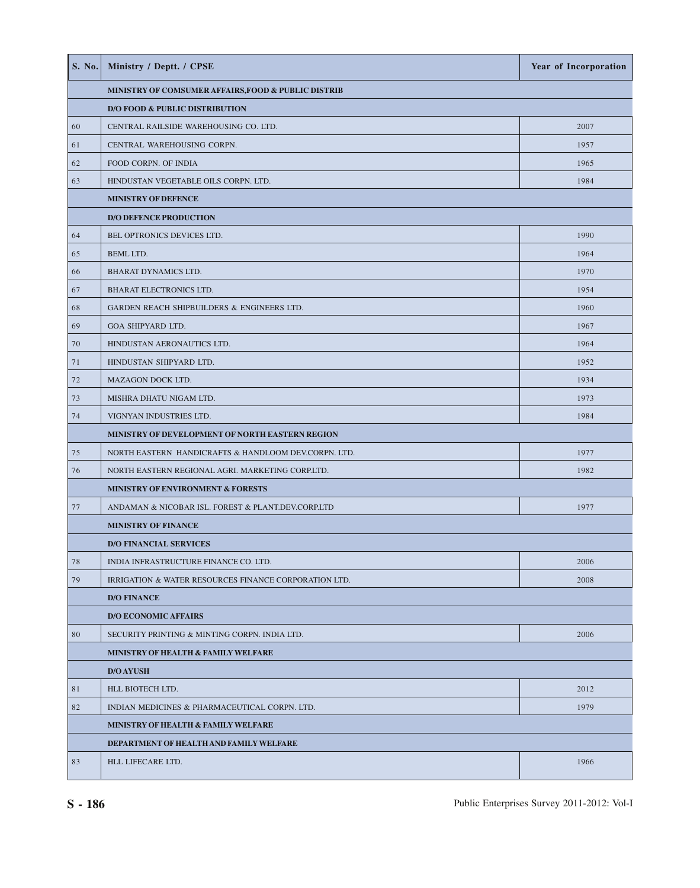| S. No. | Ministry / Deptt. / CPSE | Year of Incorporation |
|---|---|---|
| | **MINISTRY OF COMSUMER AFFAIRS,FOOD & PUBLIC DISTRIB** | |
| | **D/O FOOD & PUBLIC DISTRIBUTION** | |
| 60 | CENTRAL RAILSIDE WAREHOUSING CO. LTD. | 2007 |
| 61 | CENTRAL WAREHOUSING CORPN. | 1957 |
| 62 | FOOD CORPN. OF INDIA | 1965 |
| 63 | HINDUSTAN VEGETABLE OILS CORPN. LTD. | 1984 |
| | **MINISTRY OF DEFENCE** | |
| | **D/O DEFENCE PRODUCTION** | |
| 64 | BEL OPTRONICS DEVICES LTD. | 1990 |
| 65 | BEML LTD. | 1964 |
| 66 | BHARAT DYNAMICS LTD. | 1970 |
| 67 | BHARAT ELECTRONICS LTD. | 1954 |
| 68 | GARDEN REACH SHIPBUILDERS & ENGINEERS LTD. | 1960 |
| 69 | GOA SHIPYARD LTD. | 1967 |
| 70 | HINDUSTAN AERONAUTICS LTD. | 1964 |
| 71 | HINDUSTAN SHIPYARD LTD. | 1952 |
| 72 | MAZAGON DOCK LTD. | 1934 |
| 73 | MISHRA DHATU NIGAM LTD. | 1973 |
| 74 | VIGNYAN INDUSTRIES LTD. | 1984 |
| | **MINISTRY OF DEVELOPMENT OF NORTH EASTERN REGION** | |
| 75 | NORTH EASTERN HANDICRAFTS & HANDLOOM DEV.CORPN. LTD. | 1977 |
| 76 | NORTH EASTERN REGIONAL AGRI. MARKETING CORP.LTD. | 1982 |
| | **MINISTRY OF ENVIRONMENT & FORESTS** | |
| 77 | ANDAMAN & NICOBAR ISL. FOREST & PLANT.DEV.CORP.LTD | 1977 |
| | **MINISTRY OF FINANCE** | |
| | **D/O FINANCIAL SERVICES** | |
| 78 | INDIA INFRASTRUCTURE FINANCE CO. LTD. | 2006 |
| 79 | IRRIGATION & WATER RESOURCES FINANCE CORPORATION LTD. | 2008 |
| | **D/O FINANCE** | |
| | **D/O ECONOMIC AFFAIRS** | |
| 80 | SECURITY PRINTING & MINTING CORPN. INDIA LTD. | 2006 |
| | **MINISTRY OF HEALTH & FAMILY WELFARE** | |
| | **D/O AYUSH** | |
| 81 | HLL BIOTECH LTD. | 2012 |
| 82 | INDIAN MEDICINES & PHARMACEUTICAL CORPN. LTD. | 1979 |
| | **MINISTRY OF HEALTH & FAMILY WELFARE** | |
| | **DEPARTMENT OF HEALTH AND FAMILY WELFARE** | |
| 83 | HLL LIFECARE LTD. | 1966 |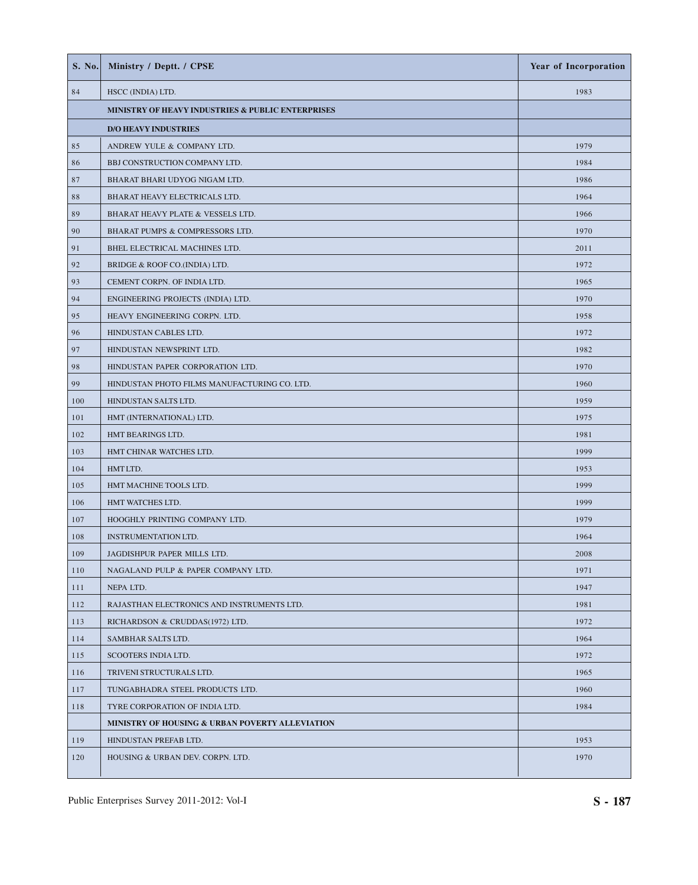| S. No. | Ministry / Deptt. / CPSE | Year of Incorporation |
|---|---|---|
| 84 | HSCC (INDIA) LTD. | 1983 |
| | **MINISTRY OF HEAVY INDUSTRIES & PUBLIC ENTERPRISES** | |
| | **D/O HEAVY INDUSTRIES** | |
| 85 | ANDREW YULE & COMPANY LTD. | 1979 |
| 86 | BBJ CONSTRUCTION COMPANY LTD. | 1984 |
| 87 | BHARAT BHARI UDYOG NIGAM LTD. | 1986 |
| 88 | BHARAT HEAVY ELECTRICALS LTD. | 1964 |
| 89 | BHARAT HEAVY PLATE & VESSELS LTD. | 1966 |
| 90 | BHARAT PUMPS & COMPRESSORS LTD. | 1970 |
| 91 | BHEL ELECTRICAL MACHINES LTD. | 2011 |
| 92 | BRIDGE & ROOF CO.(INDIA) LTD. | 1972 |
| 93 | CEMENT CORPN. OF INDIA LTD. | 1965 |
| 94 | ENGINEERING PROJECTS (INDIA) LTD. | 1970 |
| 95 | HEAVY ENGINEERING CORPN. LTD. | 1958 |
| 96 | HINDUSTAN CABLES LTD. | 1972 |
| 97 | HINDUSTAN NEWSPRINT LTD. | 1982 |
| 98 | HINDUSTAN PAPER CORPORATION LTD. | 1970 |
| 99 | HINDUSTAN PHOTO FILMS MANUFACTURING CO. LTD. | 1960 |
| 100 | HINDUSTAN SALTS LTD. | 1959 |
| 101 | HMT (INTERNATIONAL) LTD. | 1975 |
| 102 | HMT BEARINGS LTD. | 1981 |
| 103 | HMT CHINAR WATCHES LTD. | 1999 |
| 104 | HMT LTD. | 1953 |
| 105 | HMT MACHINE TOOLS LTD. | 1999 |
| 106 | HMT WATCHES LTD. | 1999 |
| 107 | HOOGHLY PRINTING COMPANY LTD. | 1979 |
| 108 | INSTRUMENTATION LTD. | 1964 |
| 109 | JAGDISHPUR PAPER MILLS LTD. | 2008 |
| 110 | NAGALAND PULP & PAPER COMPANY LTD. | 1971 |
| 111 | NEPA LTD. | 1947 |
| 112 | RAJASTHAN ELECTRONICS AND INSTRUMENTS LTD. | 1981 |
| 113 | RICHARDSON & CRUDDAS(1972) LTD. | 1972 |
| 114 | SAMBHAR SALTS LTD. | 1964 |
| 115 | SCOOTERS INDIA LTD. | 1972 |
| 116 | TRIVENI STRUCTURALS LTD. | 1965 |
| 117 | TUNGABHADRA STEEL PRODUCTS LTD. | 1960 |
| 118 | TYRE CORPORATION OF INDIA LTD. | 1984 |
| | **MINISTRY OF HOUSING & URBAN POVERTY ALLEVIATION** | |
| 119 | HINDUSTAN PREFAB LTD. | 1953 |
| 120 | HOUSING & URBAN DEV. CORPN. LTD. | 1970 |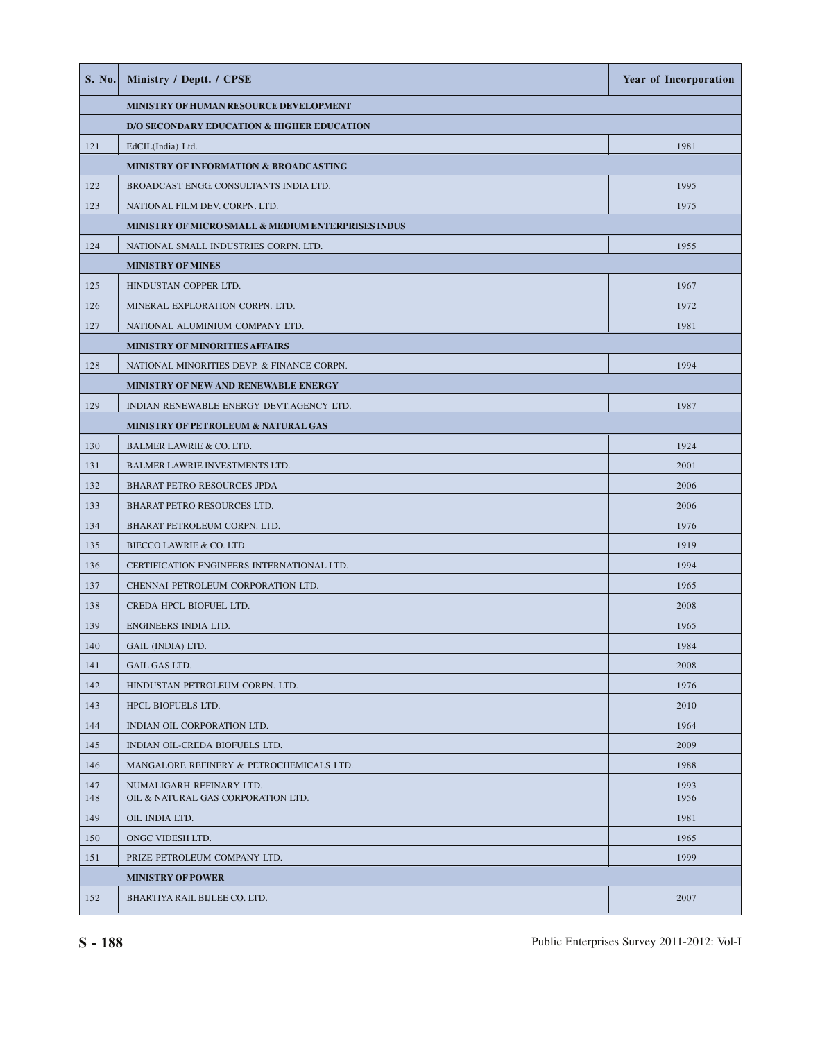| S. No. | Ministry / Deptt. / CPSE | Year of Incorporation |
|---|---|---|
| | **MINISTRY OF HUMAN RESOURCE DEVELOPMENT** | |
| | **D/O SECONDARY EDUCATION & HIGHER EDUCATION** | |
| 121 | EdCIL(India) Ltd. | 1981 |
| | **MINISTRY OF INFORMATION & BROADCASTING** | |
| 122 | BROADCAST ENGG. CONSULTANTS INDIA LTD. | 1995 |
| 123 | NATIONAL FILM DEV. CORPN. LTD. | 1975 |
| | **MINISTRY OF MICRO SMALL & MEDIUM ENTERPRISES INDUS** | |
| 124 | NATIONAL SMALL INDUSTRIES CORPN. LTD. | 1955 |
| | **MINISTRY OF MINES** | |
| 125 | HINDUSTAN COPPER LTD. | 1967 |
| 126 | MINERAL EXPLORATION CORPN. LTD. | 1972 |
| 127 | NATIONAL ALUMINIUM COMPANY LTD. | 1981 |
| | **MINISTRY OF MINORITIES AFFAIRS** | |
| 128 | NATIONAL MINORITIES DEVP. & FINANCE CORPN. | 1994 |
| | **MINISTRY OF NEW AND RENEWABLE ENERGY** | |
| 129 | INDIAN RENEWABLE ENERGY DEVT.AGENCY LTD. | 1987 |
| | **MINISTRY OF PETROLEUM & NATURAL GAS** | |
| 130 | BALMER LAWRIE & CO. LTD. | 1924 |
| 131 | BALMER LAWRIE INVESTMENTS LTD. | 2001 |
| 132 | BHARAT PETRO RESOURCES JPDA | 2006 |
| 133 | BHARAT PETRO RESOURCES LTD. | 2006 |
| 134 | BHARAT PETROLEUM CORPN. LTD. | 1976 |
| 135 | BIECCO LAWRIE & CO. LTD. | 1919 |
| 136 | CERTIFICATION ENGINEERS INTERNATIONAL LTD. | 1994 |
| 137 | CHENNAI PETROLEUM CORPORATION LTD. | 1965 |
| 138 | CREDA HPCL BIOFUEL LTD. | 2008 |
| 139 | ENGINEERS INDIA LTD. | 1965 |
| 140 | GAIL (INDIA) LTD. | 1984 |
| 141 | GAIL GAS LTD. | 2008 |
| 142 | HINDUSTAN PETROLEUM CORPN. LTD. | 1976 |
| 143 | HPCL BIOFUELS LTD. | 2010 |
| 144 | INDIAN OIL CORPORATION LTD. | 1964 |
| 145 | INDIAN OIL-CREDA BIOFUELS LTD. | 2009 |
| 146 | MANGALORE REFINERY & PETROCHEMICALS LTD. | 1988 |
| 147 | NUMALIGARH REFINARY LTD. | 1993 |
| 148 | OIL & NATURAL GAS CORPORATION LTD. | 1956 |
| 149 | OIL INDIA LTD. | 1981 |
| 150 | ONGC VIDESH LTD. | 1965 |
| 151 | PRIZE PETROLEUM COMPANY LTD. | 1999 |
| | **MINISTRY OF POWER** | |
| 152 | BHARTIYA RAIL BIJLEE CO. LTD. | 2007 |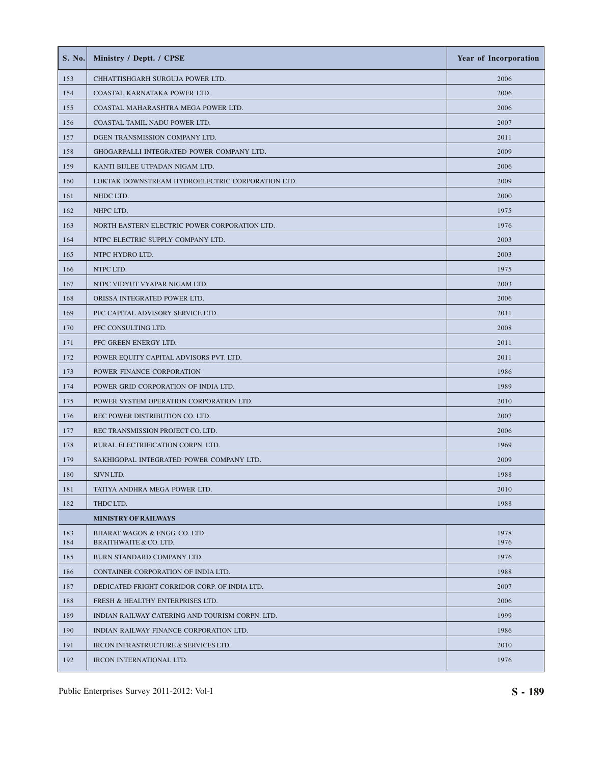| S. No. | Ministry / Deptt. / CPSE | Year of Incorporation |
|---|---|---|
| 153 | CHHATTISHGARH SURGUJA POWER LTD. | 2006 |
| 154 | COASTAL KARNATAKA POWER LTD. | 2006 |
| 155 | COASTAL MAHARASHTRA MEGA POWER LTD. | 2006 |
| 156 | COASTAL TAMIL NADU POWER LTD. | 2007 |
| 157 | DGEN TRANSMISSION COMPANY LTD. | 2011 |
| 158 | GHOGARPALLI INTEGRATED POWER COMPANY LTD. | 2009 |
| 159 | KANTI BIJLEE UTPADAN NIGAM LTD. | 2006 |
| 160 | LOKTAK DOWNSTREAM HYDROELECTRIC CORPORATION LTD. | 2009 |
| 161 | NHDC LTD. | 2000 |
| 162 | NHPC LTD. | 1975 |
| 163 | NORTH EASTERN ELECTRIC POWER CORPORATION LTD. | 1976 |
| 164 | NTPC ELECTRIC SUPPLY COMPANY LTD. | 2003 |
| 165 | NTPC HYDRO LTD. | 2003 |
| 166 | NTPC LTD. | 1975 |
| 167 | NTPC VIDYUT VYAPAR NIGAM LTD. | 2003 |
| 168 | ORISSA INTEGRATED POWER LTD. | 2006 |
| 169 | PFC CAPITAL ADVISORY SERVICE LTD. | 2011 |
| 170 | PFC CONSULTING LTD. | 2008 |
| 171 | PFC GREEN ENERGY LTD. | 2011 |
| 172 | POWER EQUITY CAPITAL ADVISORS PVT. LTD. | 2011 |
| 173 | POWER FINANCE CORPORATION | 1986 |
| 174 | POWER GRID CORPORATION OF INDIA LTD. | 1989 |
| 175 | POWER SYSTEM OPERATION CORPORATION LTD. | 2010 |
| 176 | REC POWER DISTRIBUTION CO. LTD. | 2007 |
| 177 | REC TRANSMISSION PROJECT CO. LTD. | 2006 |
| 178 | RURAL ELECTRIFICATION CORPN. LTD. | 1969 |
| 179 | SAKHIGOPAL INTEGRATED POWER COMPANY LTD. | 2009 |
| 180 | SJVN LTD. | 1988 |
| 181 | TATIYA ANDHRA MEGA POWER LTD. | 2010 |
| 182 | THDC LTD. | 1988 |
| | **MINISTRY OF RAILWAYS** | |
| 183 | BHARAT WAGON & ENGG. CO. LTD. | 1978 |
| 184 | BRAITHWAITE & CO. LTD. | 1976 |
| 185 | BURN STANDARD COMPANY LTD. | 1976 |
| 186 | CONTAINER CORPORATION OF INDIA LTD. | 1988 |
| 187 | DEDICATED FRIGHT CORRIDOR CORP. OF INDIA LTD. | 2007 |
| 188 | FRESH & HEALTHY ENTERPRISES LTD. | 2006 |
| 189 | INDIAN RAILWAY CATERING AND TOURISM CORPN. LTD. | 1999 |
| 190 | INDIAN RAILWAY FINANCE CORPORATION LTD. | 1986 |
| 191 | IRCON INFRASTRUCTURE & SERVICES LTD. | 2010 |
| 192 | IRCON INTERNATIONAL LTD. | 1976 |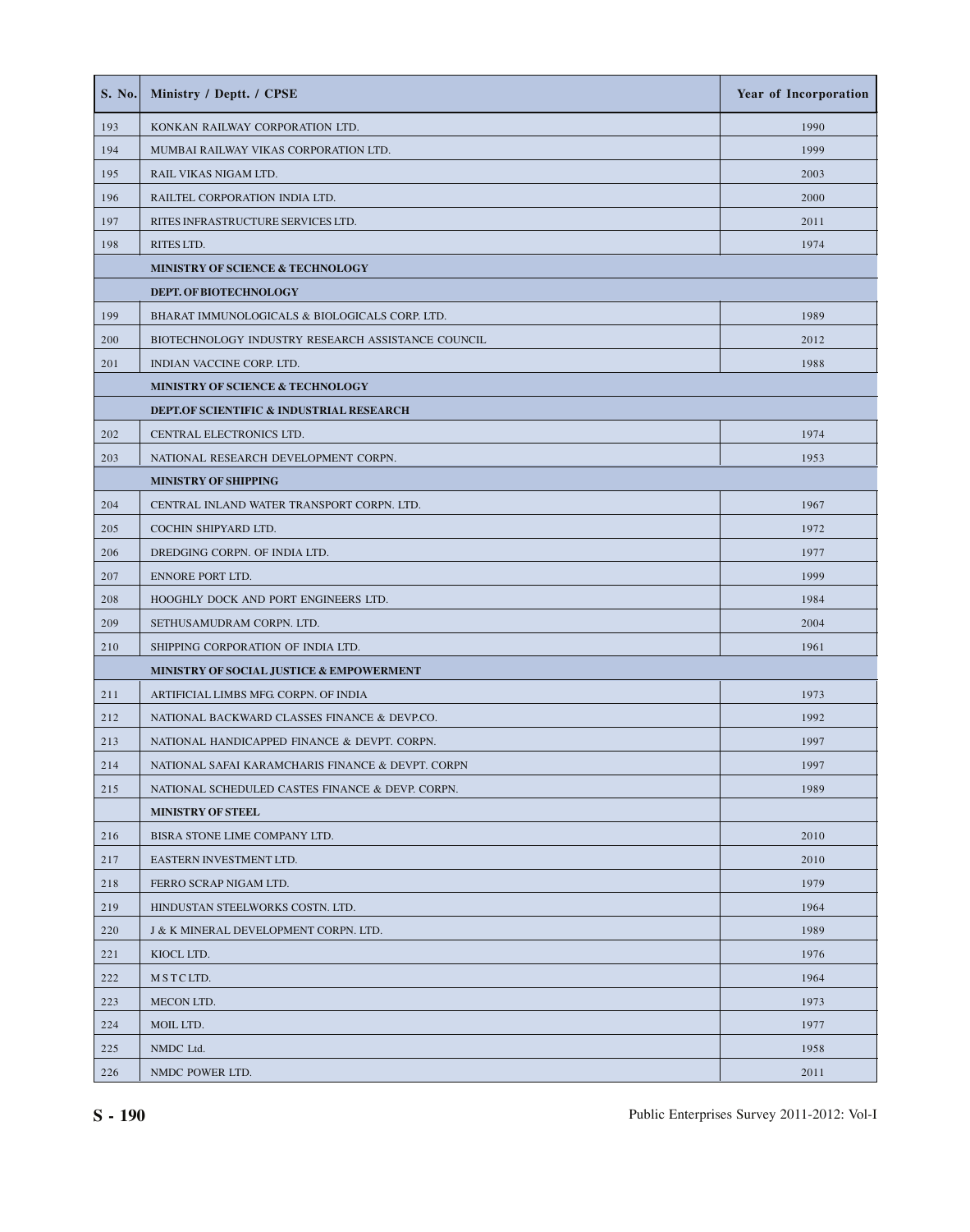| S. No. | Ministry / Deptt. / CPSE | Year of Incorporation |
|---|---|---|
| 193 | KONKAN RAILWAY CORPORATION LTD. | 1990 |
| 194 | MUMBAI RAILWAY VIKAS CORPORATION LTD. | 1999 |
| 195 | RAIL VIKAS NIGAM LTD. | 2003 |
| 196 | RAILTEL CORPORATION INDIA LTD. | 2000 |
| 197 | RITES INFRASTRUCTURE SERVICES LTD. | 2011 |
| 198 | RITES LTD. | 1974 |
| | **MINISTRY OF SCIENCE & TECHNOLOGY** | |
| | **DEPT. OF BIOTECHNOLOGY** | |
| 199 | BHARAT IMMUNOLOGICALS & BIOLOGICALS CORP. LTD. | 1989 |
| 200 | BIOTECHNOLOGY INDUSTRY RESEARCH ASSISTANCE COUNCIL | 2012 |
| 201 | INDIAN VACCINE CORP. LTD. | 1988 |
| | **MINISTRY OF SCIENCE & TECHNOLOGY** | |
| | **DEPT.OF SCIENTIFIC & INDUSTRIAL RESEARCH** | |
| 202 | CENTRAL ELECTRONICS LTD. | 1974 |
| 203 | NATIONAL RESEARCH DEVELOPMENT CORPN. | 1953 |
| | **MINISTRY OF SHIPPING** | |
| 204 | CENTRAL INLAND WATER TRANSPORT CORPN. LTD. | 1967 |
| 205 | COCHIN SHIPYARD LTD. | 1972 |
| 206 | DREDGING CORPN. OF INDIA LTD. | 1977 |
| 207 | ENNORE PORT LTD. | 1999 |
| 208 | HOOGHLY DOCK AND PORT ENGINEERS LTD. | 1984 |
| 209 | SETHUSAMUDRAM CORPN. LTD. | 2004 |
| 210 | SHIPPING CORPORATION OF INDIA LTD. | 1961 |
| | **MINISTRY OF SOCIAL JUSTICE & EMPOWERMENT** | |
| 211 | ARTIFICIAL LIMBS MFG. CORPN. OF INDIA | 1973 |
| 212 | NATIONAL BACKWARD CLASSES FINANCE & DEVP.CO. | 1992 |
| 213 | NATIONAL HANDICAPPED FINANCE & DEVPT. CORPN. | 1997 |
| 214 | NATIONAL SAFAI KARAMCHARIS FINANCE & DEVPT. CORPN | 1997 |
| 215 | NATIONAL SCHEDULED CASTES FINANCE & DEVP. CORPN. | 1989 |
| | **MINISTRY OF STEEL** | |
| 216 | BISRA STONE LIME COMPANY LTD. | 2010 |
| 217 | EASTERN INVESTMENT LTD. | 2010 |
| 218 | FERRO SCRAP NIGAM LTD. | 1979 |
| 219 | HINDUSTAN STEELWORKS COSTN. LTD. | 1964 |
| 220 | J & K MINERAL DEVELOPMENT CORPN. LTD. | 1989 |
| 221 | KIOCL LTD. | 1976 |
| 222 | M S T C LTD. | 1964 |
| 223 | MECON LTD. | 1973 |
| 224 | MOIL LTD. | 1977 |
| 225 | NMDC Ltd. | 1958 |
| 226 | NMDC POWER LTD. | 2011 |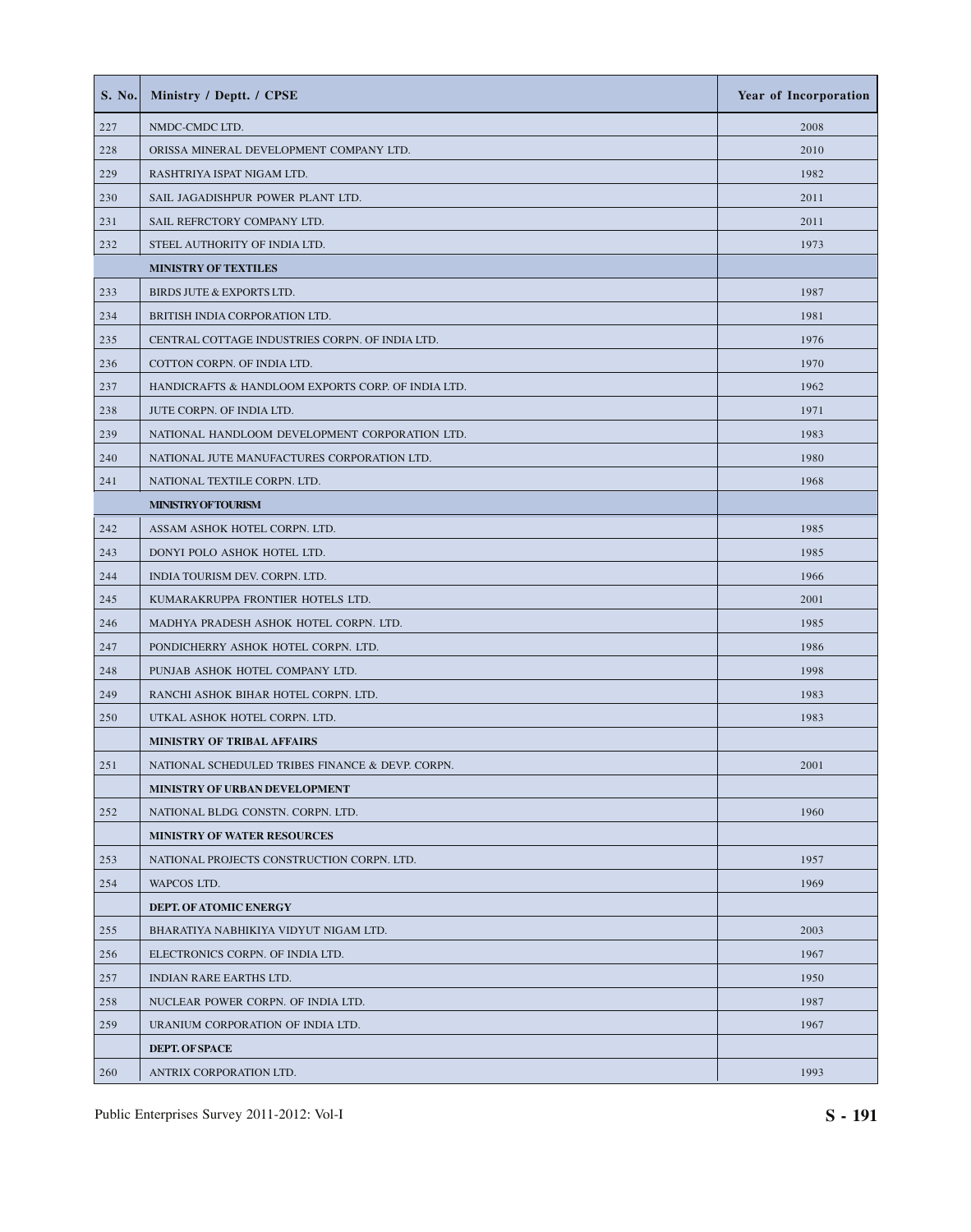| S. No. | Ministry / Deptt. / CPSE | Year of Incorporation |
|---|---|---|
| 227 | NMDC-CMDC LTD. | 2008 |
| 228 | ORISSA MINERAL DEVELOPMENT COMPANY LTD. | 2010 |
| 229 | RASHTRIYA ISPAT NIGAM LTD. | 1982 |
| 230 | SAIL JAGADISHPUR POWER PLANT LTD. | 2011 |
| 231 | SAIL REFRCTORY COMPANY LTD. | 2011 |
| 232 | STEEL AUTHORITY OF INDIA LTD. | 1973 |
| | **MINISTRY OF TEXTILES** | |
| 233 | BIRDS JUTE & EXPORTS LTD. | 1987 |
| 234 | BRITISH INDIA CORPORATION LTD. | 1981 |
| 235 | CENTRAL COTTAGE INDUSTRIES CORPN. OF INDIA LTD. | 1976 |
| 236 | COTTON CORPN. OF INDIA LTD. | 1970 |
| 237 | HANDICRAFTS & HANDLOOM EXPORTS CORP. OF INDIA LTD. | 1962 |
| 238 | JUTE CORPN. OF INDIA LTD. | 1971 |
| 239 | NATIONAL HANDLOOM DEVELOPMENT CORPORATION LTD. | 1983 |
| 240 | NATIONAL JUTE MANUFACTURES CORPORATION LTD. | 1980 |
| 241 | NATIONAL TEXTILE CORPN. LTD. | 1968 |
| | **MINISTRY OF TOURISM** | |
| 242 | ASSAM ASHOK HOTEL CORPN. LTD. | 1985 |
| 243 | DONYI POLO ASHOK HOTEL LTD. | 1985 |
| 244 | INDIA TOURISM DEV. CORPN. LTD. | 1966 |
| 245 | KUMARAKRUPPA FRONTIER HOTELS LTD. | 2001 |
| 246 | MADHYA PRADESH ASHOK HOTEL CORPN. LTD. | 1985 |
| 247 | PONDICHERRY ASHOK HOTEL CORPN. LTD. | 1986 |
| 248 | PUNJAB ASHOK HOTEL COMPANY LTD. | 1998 |
| 249 | RANCHI ASHOK BIHAR HOTEL CORPN. LTD. | 1983 |
| 250 | UTKAL ASHOK HOTEL CORPN. LTD. | 1983 |
| | **MINISTRY OF TRIBAL AFFAIRS** | |
| 251 | NATIONAL SCHEDULED TRIBES FINANCE & DEVP. CORPN. | 2001 |
| | **MINISTRY OF URBAN DEVELOPMENT** | |
| 252 | NATIONAL BLDG. CONSTN. CORPN. LTD. | 1960 |
| | **MINISTRY OF WATER RESOURCES** | |
| 253 | NATIONAL PROJECTS CONSTRUCTION CORPN. LTD. | 1957 |
| 254 | WAPCOS LTD. | 1969 |
| | **DEPT. OF ATOMIC ENERGY** | |
| 255 | BHARATIYA NABHIKIYA VIDYUT NIGAM LTD. | 2003 |
| 256 | ELECTRONICS CORPN. OF INDIA LTD. | 1967 |
| 257 | INDIAN RARE EARTHS LTD. | 1950 |
| 258 | NUCLEAR POWER CORPN. OF INDIA LTD. | 1987 |
| 259 | URANIUM CORPORATION OF INDIA LTD. | 1967 |
| | **DEPT. OF SPACE** | |
| 260 | ANTRIX CORPORATION LTD. | 1993 |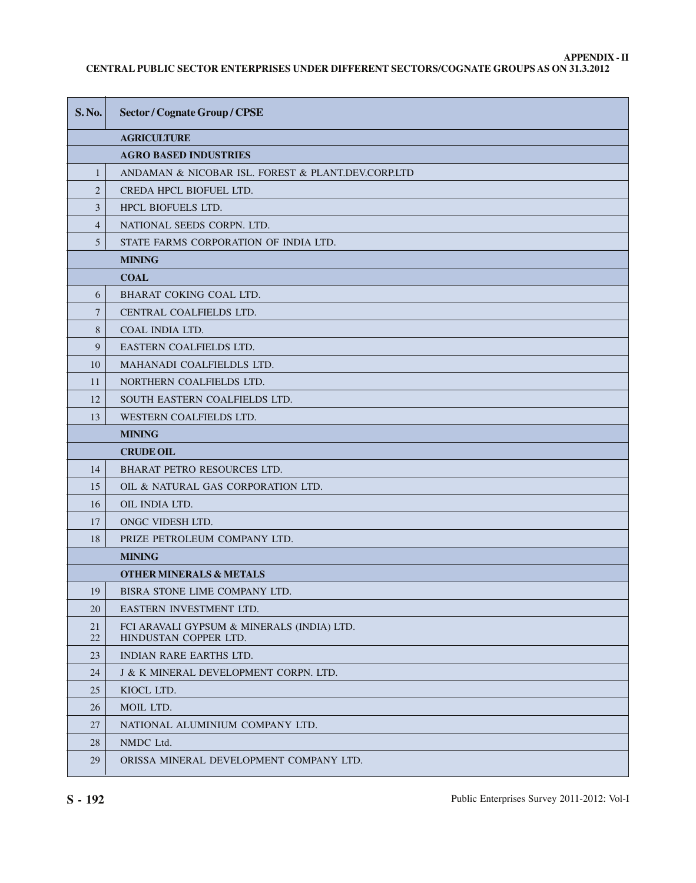**APPENDIX - II**

**CENTRAL PUBLIC SECTOR ENTERPRISES UNDER DIFFERENT SECTORS/COGNATE GROUPS AS ON 31.3.2012**

| S. No. | Sector / Cognate Group / CPSE |
|---|---|
| | **AGRICULTURE** |
| | **AGRO BASED INDUSTRIES** |
| 1 | ANDAMAN & NICOBAR ISL. FOREST & PLANT.DEV.CORP.LTD |
| 2 | CREDA HPCL BIOFUEL LTD. |
| 3 | HPCL BIOFUELS LTD. |
| 4 | NATIONAL SEEDS CORPN. LTD. |
| 5 | STATE FARMS CORPORATION OF INDIA LTD. |
| | **MINING** |
| | **COAL** |
| 6 | BHARAT COKING COAL LTD. |
| 7 | CENTRAL COALFIELDS LTD. |
| 8 | COAL INDIA LTD. |
| 9 | EASTERN COALFIELDS LTD. |
| 10 | MAHANADI COALFIELDLS LTD. |
| 11 | NORTHERN COALFIELDS LTD. |
| 12 | SOUTH EASTERN COALFIELDS LTD. |
| 13 | WESTERN COALFIELDS LTD. |
| | **MINING** |
| | **CRUDE OIL** |
| 14 | BHARAT PETRO RESOURCES LTD. |
| 15 | OIL & NATURAL GAS CORPORATION LTD. |
| 16 | OIL INDIA LTD. |
| 17 | ONGC VIDESH LTD. |
| 18 | PRIZE PETROLEUM COMPANY LTD. |
| | **MINING** |
| | **OTHER MINERALS & METALS** |
| 19 | BISRA STONE LIME COMPANY LTD. |
| 20 | EASTERN INVESTMENT LTD. |
| 21 | FCI ARAVALI GYPSUM & MINERALS (INDIA) LTD. |
| 22 | HINDUSTAN COPPER LTD. |
| 23 | INDIAN RARE EARTHS LTD. |
| 24 | J & K MINERAL DEVELOPMENT CORPN. LTD. |
| 25 | KIOCL LTD. |
| 26 | MOIL LTD. |
| 27 | NATIONAL ALUMINIUM COMPANY LTD. |
| 28 | NMDC Ltd. |
| 29 | ORISSA MINERAL DEVELOPMENT COMPANY LTD. |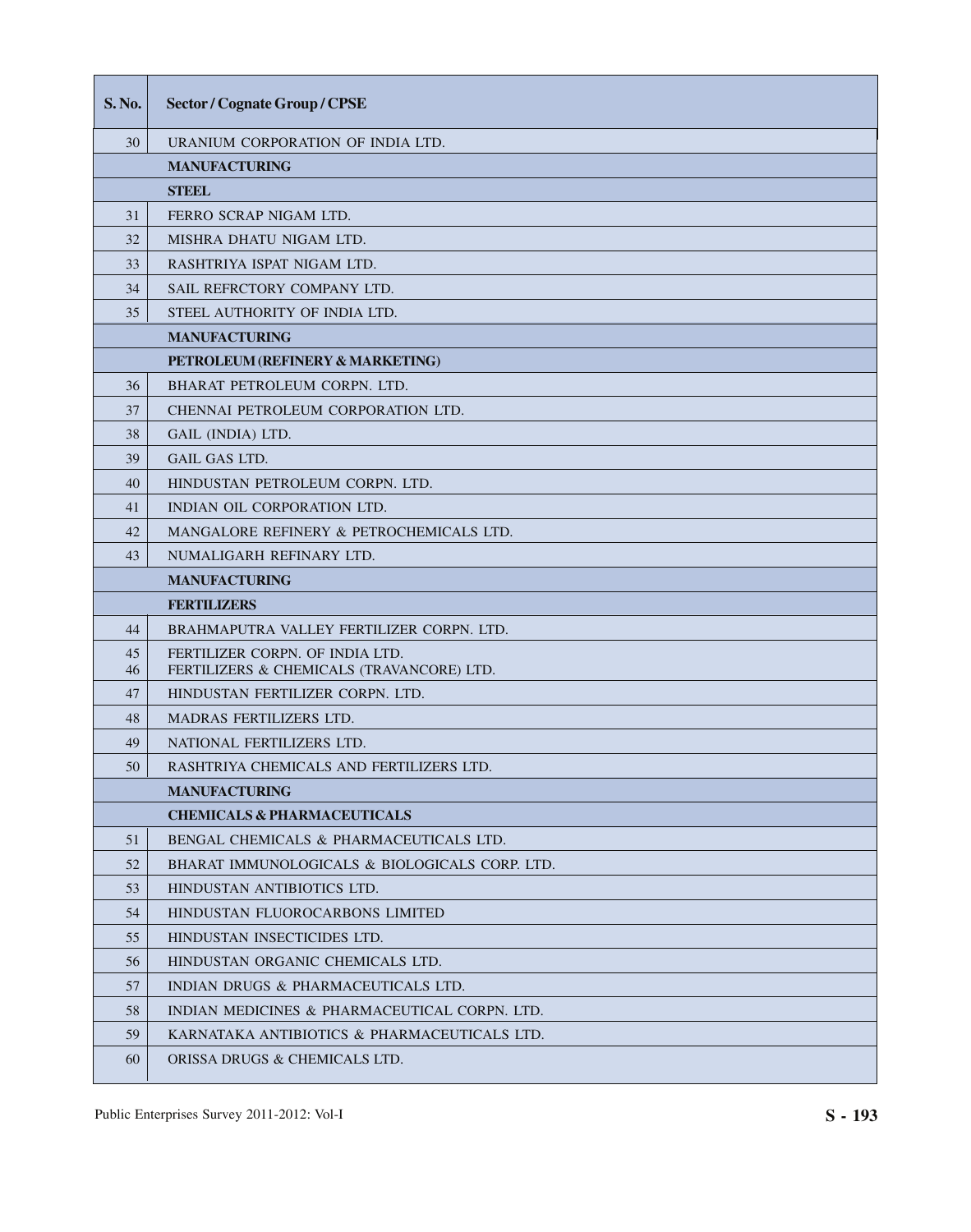| S. No. | Sector / Cognate Group / CPSE |
|---|---|
| 30 | URANIUM CORPORATION OF INDIA LTD. |
| | **MANUFACTURING** |
| | **STEEL** |
| 31 | FERRO SCRAP NIGAM LTD. |
| 32 | MISHRA DHATU NIGAM LTD. |
| 33 | RASHTRIYA ISPAT NIGAM LTD. |
| 34 | SAIL REFRCTORY COMPANY LTD. |
| 35 | STEEL AUTHORITY OF INDIA LTD. |
| | **MANUFACTURING** |
| | **PETROLEUM (REFINERY & MARKETING)** |
| 36 | BHARAT PETROLEUM CORPN. LTD. |
| 37 | CHENNAI PETROLEUM CORPORATION LTD. |
| 38 | GAIL (INDIA) LTD. |
| 39 | GAIL GAS LTD. |
| 40 | HINDUSTAN PETROLEUM CORPN. LTD. |
| 41 | INDIAN OIL CORPORATION LTD. |
| 42 | MANGALORE REFINERY & PETROCHEMICALS LTD. |
| 43 | NUMALIGARH REFINARY LTD. |
| | **MANUFACTURING** |
| | **FERTILIZERS** |
| 44 | BRAHMAPUTRA VALLEY FERTILIZER CORPN. LTD. |
| 45 | FERTILIZER CORPN. OF INDIA LTD. |
| 46 | FERTILIZERS & CHEMICALS (TRAVANCORE) LTD. |
| 47 | HINDUSTAN FERTILIZER CORPN. LTD. |
| 48 | MADRAS FERTILIZERS LTD. |
| 49 | NATIONAL FERTILIZERS LTD. |
| 50 | RASHTRIYA CHEMICALS AND FERTILIZERS LTD. |
| | **MANUFACTURING** |
| | **CHEMICALS & PHARMACEUTICALS** |
| 51 | BENGAL CHEMICALS & PHARMACEUTICALS LTD. |
| 52 | BHARAT IMMUNOLOGICALS & BIOLOGICALS CORP. LTD. |
| 53 | HINDUSTAN ANTIBIOTICS LTD. |
| 54 | HINDUSTAN FLUOROCARBONS LIMITED |
| 55 | HINDUSTAN INSECTICIDES LTD. |
| 56 | HINDUSTAN ORGANIC CHEMICALS LTD. |
| 57 | INDIAN DRUGS & PHARMACEUTICALS LTD. |
| 58 | INDIAN MEDICINES & PHARMACEUTICAL CORPN. LTD. |
| 59 | KARNATAKA ANTIBIOTICS & PHARMACEUTICALS LTD. |
| 60 | ORISSA DRUGS & CHEMICALS LTD. |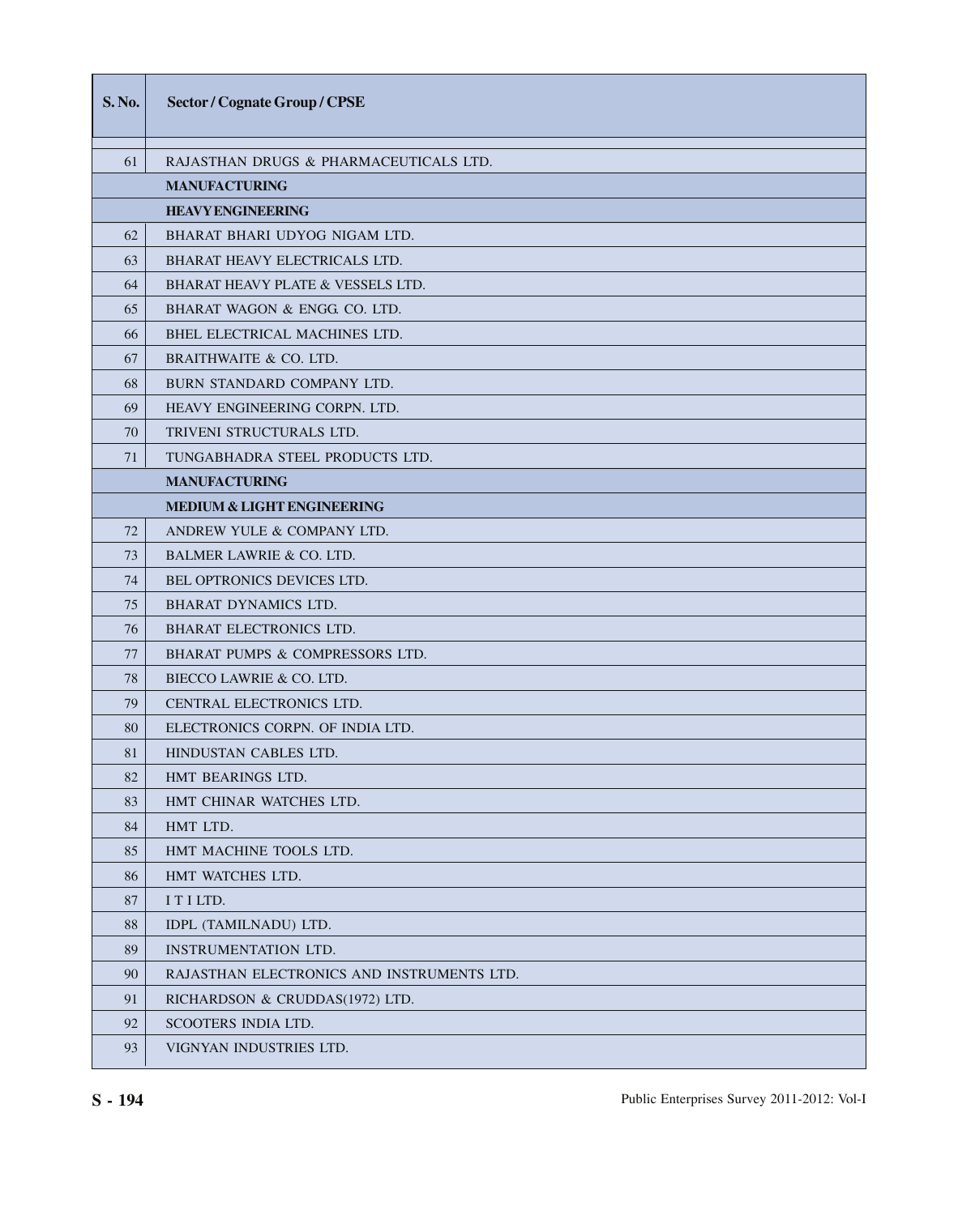| S. No. | Sector / Cognate Group / CPSE |
|---|---|
| 61 | RAJASTHAN DRUGS & PHARMACEUTICALS LTD. |
| | **MANUFACTURING** |
| | **HEAVY ENGINEERING** |
| 62 | BHARAT BHARI UDYOG NIGAM LTD. |
| 63 | BHARAT HEAVY ELECTRICALS LTD. |
| 64 | BHARAT HEAVY PLATE & VESSELS LTD. |
| 65 | BHARAT WAGON & ENGG. CO. LTD. |
| 66 | BHEL ELECTRICAL MACHINES LTD. |
| 67 | BRAITHWAITE & CO. LTD. |
| 68 | BURN STANDARD COMPANY LTD. |
| 69 | HEAVY ENGINEERING CORPN. LTD. |
| 70 | TRIVENI STRUCTURALS LTD. |
| 71 | TUNGABHADRA STEEL PRODUCTS LTD. |
| | **MANUFACTURING** |
| | **MEDIUM & LIGHT ENGINEERING** |
| 72 | ANDREW YULE & COMPANY LTD. |
| 73 | BALMER LAWRIE & CO. LTD. |
| 74 | BEL OPTRONICS DEVICES LTD. |
| 75 | BHARAT DYNAMICS LTD. |
| 76 | BHARAT ELECTRONICS LTD. |
| 77 | BHARAT PUMPS & COMPRESSORS LTD. |
| 78 | BIECCO LAWRIE & CO. LTD. |
| 79 | CENTRAL ELECTRONICS LTD. |
| 80 | ELECTRONICS CORPN. OF INDIA LTD. |
| 81 | HINDUSTAN CABLES LTD. |
| 82 | HMT BEARINGS LTD. |
| 83 | HMT CHINAR WATCHES LTD. |
| 84 | HMT LTD. |
| 85 | HMT MACHINE TOOLS LTD. |
| 86 | HMT WATCHES LTD. |
| 87 | I T I LTD. |
| 88 | IDPL (TAMILNADU) LTD. |
| 89 | INSTRUMENTATION LTD. |
| 90 | RAJASTHAN ELECTRONICS AND INSTRUMENTS LTD. |
| 91 | RICHARDSON & CRUDDAS(1972) LTD. |
| 92 | SCOOTERS INDIA LTD. |
| 93 | VIGNYAN INDUSTRIES LTD. |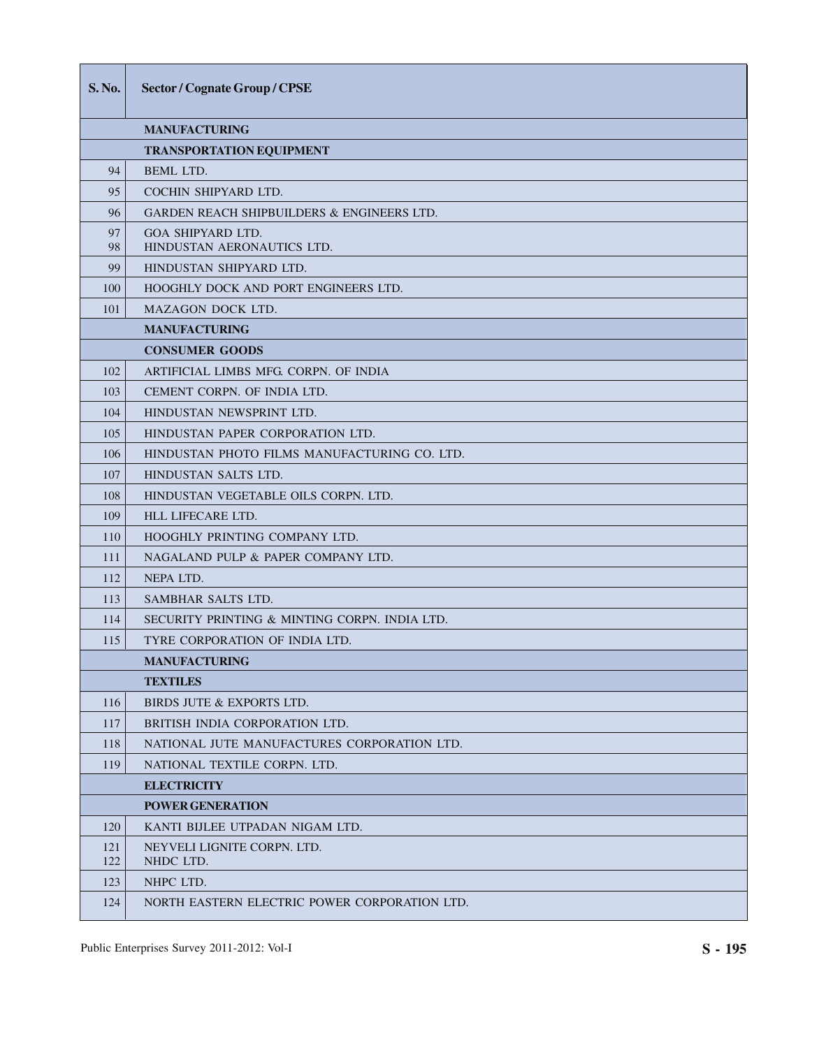| S. No. | Sector / Cognate Group / CPSE |
|---|---|
| | **MANUFACTURING** |
| | **TRANSPORTATION EQUIPMENT** |
| 94 | BEML LTD. |
| 95 | COCHIN SHIPYARD LTD. |
| 96 | GARDEN REACH SHIPBUILDERS & ENGINEERS LTD. |
| 97 | GOA SHIPYARD LTD. |
| 98 | HINDUSTAN AERONAUTICS LTD. |
| 99 | HINDUSTAN SHIPYARD LTD. |
| 100 | HOOGHLY DOCK AND PORT ENGINEERS LTD. |
| 101 | MAZAGON DOCK LTD. |
| | **MANUFACTURING** |
| | **CONSUMER GOODS** |
| 102 | ARTIFICIAL LIMBS MFG. CORPN. OF INDIA |
| 103 | CEMENT CORPN. OF INDIA LTD. |
| 104 | HINDUSTAN NEWSPRINT LTD. |
| 105 | HINDUSTAN PAPER CORPORATION LTD. |
| 106 | HINDUSTAN PHOTO FILMS MANUFACTURING CO. LTD. |
| 107 | HINDUSTAN SALTS LTD. |
| 108 | HINDUSTAN VEGETABLE OILS CORPN. LTD. |
| 109 | HLL LIFECARE LTD. |
| 110 | HOOGHLY PRINTING COMPANY LTD. |
| 111 | NAGALAND PULP & PAPER COMPANY LTD. |
| 112 | NEPA LTD. |
| 113 | SAMBHAR SALTS LTD. |
| 114 | SECURITY PRINTING & MINTING CORPN. INDIA LTD. |
| 115 | TYRE CORPORATION OF INDIA LTD. |
| | **MANUFACTURING** |
| | **TEXTILES** |
| 116 | BIRDS JUTE & EXPORTS LTD. |
| 117 | BRITISH INDIA CORPORATION LTD. |
| 118 | NATIONAL JUTE MANUFACTURES CORPORATION LTD. |
| 119 | NATIONAL TEXTILE CORPN. LTD. |
| | **ELECTRICITY** |
| | **POWER GENERATION** |
| 120 | KANTI BIJLEE UTPADAN NIGAM LTD. |
| 121 | NEYVELI LIGNITE CORPN. LTD. |
| 122 | NHDC LTD. |
| 123 | NHPC LTD. |
| 124 | NORTH EASTERN ELECTRIC POWER CORPORATION LTD. |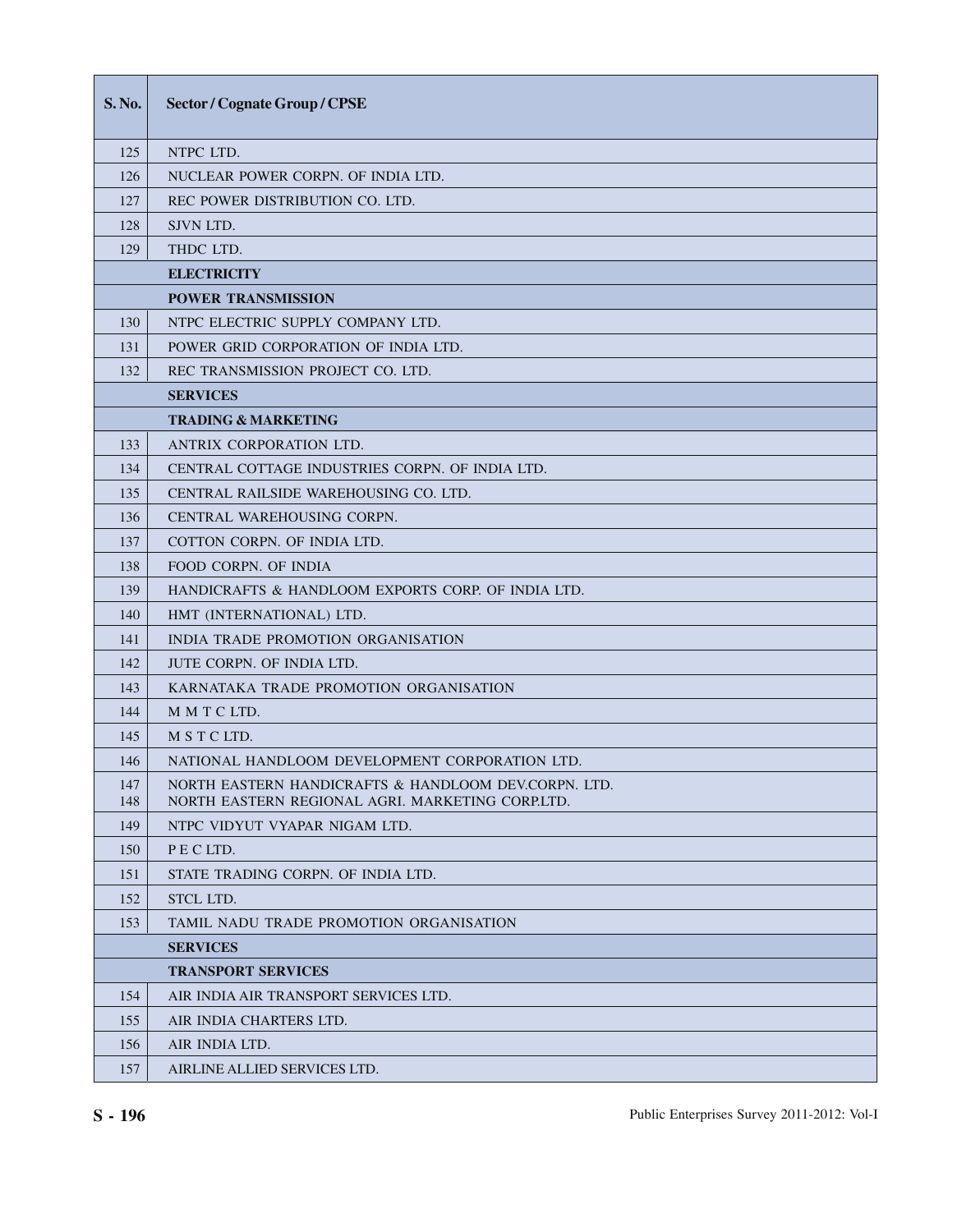| S. No. | Sector / Cognate Group / CPSE |
|---|---|
| 125 | NTPC LTD. |
| 126 | NUCLEAR POWER CORPN. OF INDIA LTD. |
| 127 | REC POWER DISTRIBUTION CO. LTD. |
| 128 | SJVN LTD. |
| 129 | THDC LTD. |
| | **ELECTRICITY** |
| | **POWER TRANSMISSION** |
| 130 | NTPC ELECTRIC SUPPLY COMPANY LTD. |
| 131 | POWER GRID CORPORATION OF INDIA LTD. |
| 132 | REC TRANSMISSION PROJECT CO. LTD. |
| | **SERVICES** |
| | **TRADING & MARKETING** |
| 133 | ANTRIX CORPORATION LTD. |
| 134 | CENTRAL COTTAGE INDUSTRIES CORPN. OF INDIA LTD. |
| 135 | CENTRAL RAILSIDE WAREHOUSING CO. LTD. |
| 136 | CENTRAL WAREHOUSING CORPN. |
| 137 | COTTON CORPN. OF INDIA LTD. |
| 138 | FOOD CORPN. OF INDIA |
| 139 | HANDICRAFTS & HANDLOOM EXPORTS CORP. OF INDIA LTD. |
| 140 | HMT (INTERNATIONAL) LTD. |
| 141 | INDIA TRADE PROMOTION ORGANISATION |
| 142 | JUTE CORPN. OF INDIA LTD. |
| 143 | KARNATAKA TRADE PROMOTION ORGANISATION |
| 144 | M M T C LTD. |
| 145 | M S T C LTD. |
| 146 | NATIONAL HANDLOOM DEVELOPMENT CORPORATION LTD. |
| 147 | NORTH EASTERN HANDICRAFTS & HANDLOOM DEV.CORPN. LTD. |
| 148 | NORTH EASTERN REGIONAL AGRI. MARKETING CORP.LTD. |
| 149 | NTPC VIDYUT VYAPAR NIGAM LTD. |
| 150 | P E C LTD. |
| 151 | STATE TRADING CORPN. OF INDIA LTD. |
| 152 | STCL LTD. |
| 153 | TAMIL NADU TRADE PROMOTION ORGANISATION |
| | **SERVICES** |
| | **TRANSPORT SERVICES** |
| 154 | AIR INDIA AIR TRANSPORT SERVICES LTD. |
| 155 | AIR INDIA CHARTERS LTD. |
| 156 | AIR INDIA LTD. |
| 157 | AIRLINE ALLIED SERVICES LTD. |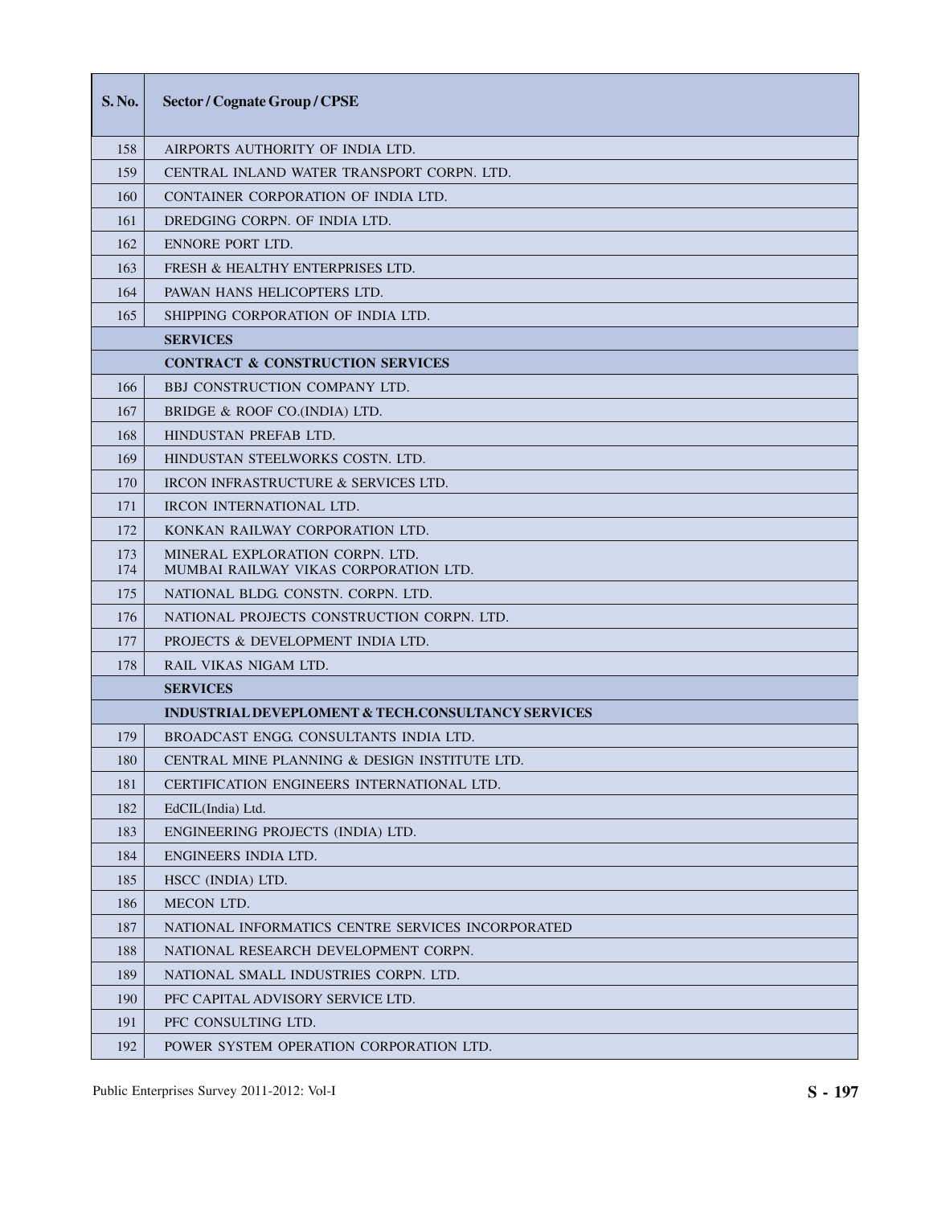| S. No. | Sector / Cognate Group / CPSE |
|---|---|
| 158 | AIRPORTS AUTHORITY OF INDIA LTD. |
| 159 | CENTRAL INLAND WATER TRANSPORT CORPN. LTD. |
| 160 | CONTAINER CORPORATION OF INDIA LTD. |
| 161 | DREDGING CORPN. OF INDIA LTD. |
| 162 | ENNORE PORT LTD. |
| 163 | FRESH & HEALTHY ENTERPRISES LTD. |
| 164 | PAWAN HANS HELICOPTERS LTD. |
| 165 | SHIPPING CORPORATION OF INDIA LTD. |
| | **SERVICES** |
| | **CONTRACT & CONSTRUCTION SERVICES** |
| 166 | BBJ CONSTRUCTION COMPANY LTD. |
| 167 | BRIDGE & ROOF CO.(INDIA) LTD. |
| 168 | HINDUSTAN PREFAB LTD. |
| 169 | HINDUSTAN STEELWORKS COSTN. LTD. |
| 170 | IRCON INFRASTRUCTURE & SERVICES LTD. |
| 171 | IRCON INTERNATIONAL LTD. |
| 172 | KONKAN RAILWAY CORPORATION LTD. |
| 173 | MINERAL EXPLORATION CORPN. LTD. |
| 174 | MUMBAI RAILWAY VIKAS CORPORATION LTD. |
| 175 | NATIONAL BLDG. CONSTN. CORPN. LTD. |
| 176 | NATIONAL PROJECTS CONSTRUCTION CORPN. LTD. |
| 177 | PROJECTS & DEVELOPMENT INDIA LTD. |
| 178 | RAIL VIKAS NIGAM LTD. |
| | **SERVICES** |
| | **INDUSTRIAL DEVEPLOMENT & TECH.CONSULTANCY SERVICES** |
| 179 | BROADCAST ENGG. CONSULTANTS INDIA LTD. |
| 180 | CENTRAL MINE PLANNING & DESIGN INSTITUTE LTD. |
| 181 | CERTIFICATION ENGINEERS INTERNATIONAL LTD. |
| 182 | EdCIL(India) Ltd. |
| 183 | ENGINEERING PROJECTS (INDIA) LTD. |
| 184 | ENGINEERS INDIA LTD. |
| 185 | HSCC (INDIA) LTD. |
| 186 | MECON LTD. |
| 187 | NATIONAL INFORMATICS CENTRE SERVICES INCORPORATED |
| 188 | NATIONAL RESEARCH DEVELOPMENT CORPN. |
| 189 | NATIONAL SMALL INDUSTRIES CORPN. LTD. |
| 190 | PFC CAPITAL ADVISORY SERVICE LTD. |
| 191 | PFC CONSULTING LTD. |
| 192 | POWER SYSTEM OPERATION CORPORATION LTD. |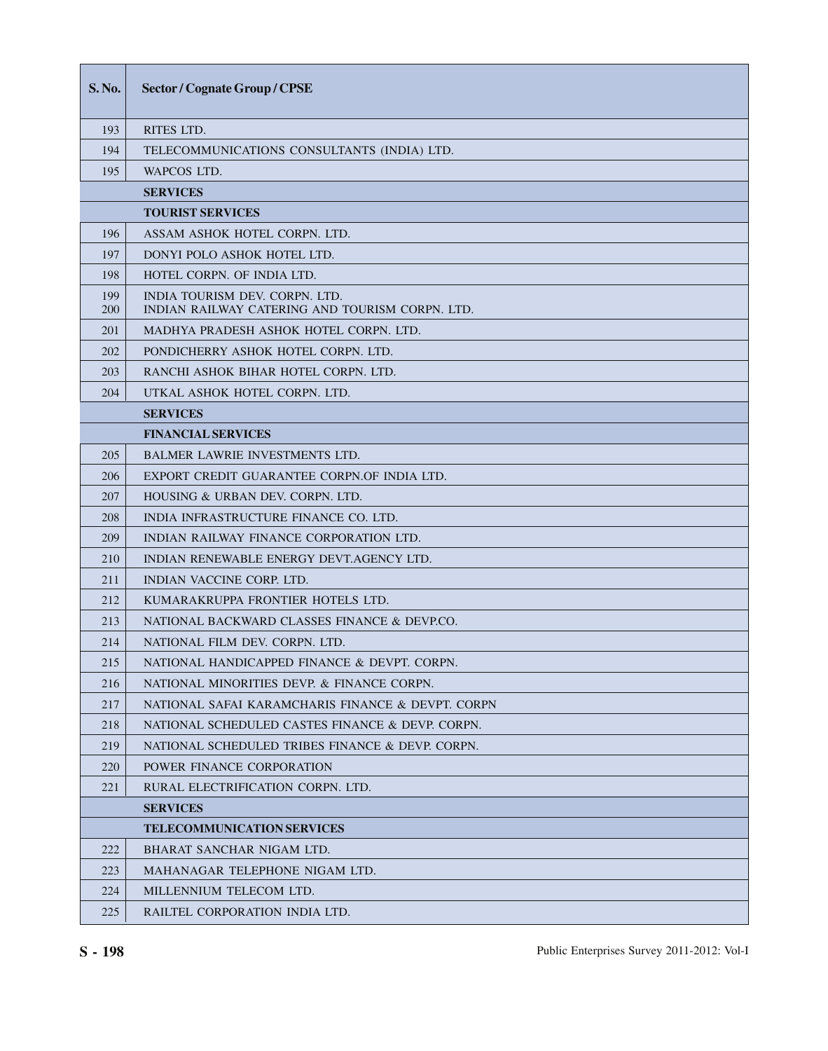| S. No. | Sector / Cognate Group / CPSE |
|---|---|
| 193 | RITES LTD. |
| 194 | TELECOMMUNICATIONS CONSULTANTS (INDIA) LTD. |
| 195 | WAPCOS LTD. |
| | **SERVICES** |
| | **TOURIST SERVICES** |
| 196 | ASSAM ASHOK HOTEL CORPN. LTD. |
| 197 | DONYI POLO ASHOK HOTEL LTD. |
| 198 | HOTEL CORPN. OF INDIA LTD. |
| 199 | INDIA TOURISM DEV. CORPN. LTD. |
| 200 | INDIAN RAILWAY CATERING AND TOURISM CORPN. LTD. |
| 201 | MADHYA PRADESH ASHOK HOTEL CORPN. LTD. |
| 202 | PONDICHERRY ASHOK HOTEL CORPN. LTD. |
| 203 | RANCHI ASHOK BIHAR HOTEL CORPN. LTD. |
| 204 | UTKAL ASHOK HOTEL CORPN. LTD. |
| | **SERVICES** |
| | **FINANCIAL SERVICES** |
| 205 | BALMER LAWRIE INVESTMENTS LTD. |
| 206 | EXPORT CREDIT GUARANTEE CORPN.OF INDIA LTD. |
| 207 | HOUSING & URBAN DEV. CORPN. LTD. |
| 208 | INDIA INFRASTRUCTURE FINANCE CO. LTD. |
| 209 | INDIAN RAILWAY FINANCE CORPORATION LTD. |
| 210 | INDIAN RENEWABLE ENERGY DEVT.AGENCY LTD. |
| 211 | INDIAN VACCINE CORP. LTD. |
| 212 | KUMARAKRUPPA FRONTIER HOTELS LTD. |
| 213 | NATIONAL BACKWARD CLASSES FINANCE & DEVP.CO. |
| 214 | NATIONAL FILM DEV. CORPN. LTD. |
| 215 | NATIONAL HANDICAPPED FINANCE & DEVPT. CORPN. |
| 216 | NATIONAL MINORITIES DEVP. & FINANCE CORPN. |
| 217 | NATIONAL SAFAI KARAMCHARIS FINANCE & DEVPT. CORPN |
| 218 | NATIONAL SCHEDULED CASTES FINANCE & DEVP. CORPN. |
| 219 | NATIONAL SCHEDULED TRIBES FINANCE & DEVP. CORPN. |
| 220 | POWER FINANCE CORPORATION |
| 221 | RURAL ELECTRIFICATION CORPN. LTD. |
| | **SERVICES** |
| | **TELECOMMUNICATION SERVICES** |
| 222 | BHARAT SANCHAR NIGAM LTD. |
| 223 | MAHANAGAR TELEPHONE NIGAM LTD. |
| 224 | MILLENNIUM TELECOM LTD. |
| 225 | RAILTEL CORPORATION INDIA LTD. |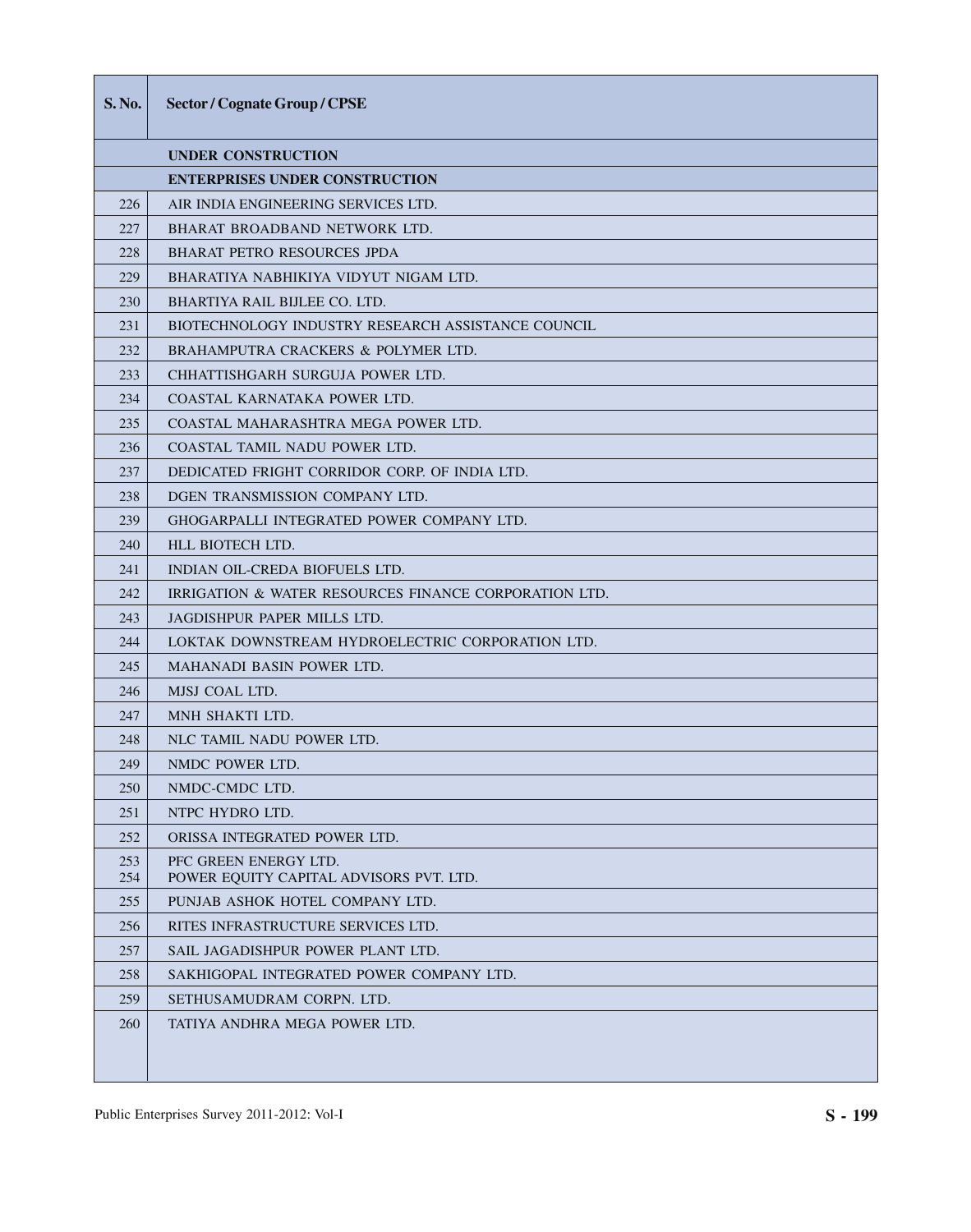| S. No. | Sector / Cognate Group / CPSE |
|---|---|
| | **UNDER CONSTRUCTION** |
| | **ENTERPRISES UNDER CONSTRUCTION** |
| 226 | AIR INDIA ENGINEERING SERVICES LTD. |
| 227 | BHARAT BROADBAND NETWORK LTD. |
| 228 | BHARAT PETRO RESOURCES JPDA |
| 229 | BHARATIYA NABHIKIYA VIDYUT NIGAM LTD. |
| 230 | BHARTIYA RAIL BIJLEE CO. LTD. |
| 231 | BIOTECHNOLOGY INDUSTRY RESEARCH ASSISTANCE COUNCIL |
| 232 | BRAHAMPUTRA CRACKERS & POLYMER LTD. |
| 233 | CHHATTISHGARH SURGUJA POWER LTD. |
| 234 | COASTAL KARNATAKA POWER LTD. |
| 235 | COASTAL MAHARASHTRA MEGA POWER LTD. |
| 236 | COASTAL TAMIL NADU POWER LTD. |
| 237 | DEDICATED FRIGHT CORRIDOR CORP. OF INDIA LTD. |
| 238 | DGEN TRANSMISSION COMPANY LTD. |
| 239 | GHOGARPALLI INTEGRATED POWER COMPANY LTD. |
| 240 | HLL BIOTECH LTD. |
| 241 | INDIAN OIL-CREDA BIOFUELS LTD. |
| 242 | IRRIGATION & WATER RESOURCES FINANCE CORPORATION LTD. |
| 243 | JAGDISHPUR PAPER MILLS LTD. |
| 244 | LOKTAK DOWNSTREAM HYDROELECTRIC CORPORATION LTD. |
| 245 | MAHANADI BASIN POWER LTD. |
| 246 | MJSJ COAL LTD. |
| 247 | MNH SHAKTI LTD. |
| 248 | NLC TAMIL NADU POWER LTD. |
| 249 | NMDC POWER LTD. |
| 250 | NMDC-CMDC LTD. |
| 251 | NTPC HYDRO LTD. |
| 252 | ORISSA INTEGRATED POWER LTD. |
| 253 | PFC GREEN ENERGY LTD. |
| 254 | POWER EQUITY CAPITAL ADVISORS PVT. LTD. |
| 255 | PUNJAB ASHOK HOTEL COMPANY LTD. |
| 256 | RITES INFRASTRUCTURE SERVICES LTD. |
| 257 | SAIL JAGADISHPUR POWER PLANT LTD. |
| 258 | SAKHIGOPAL INTEGRATED POWER COMPANY LTD. |
| 259 | SETHUSAMUDRAM CORPN. LTD. |
| 260 | TATIYA ANDHRA MEGA POWER LTD. |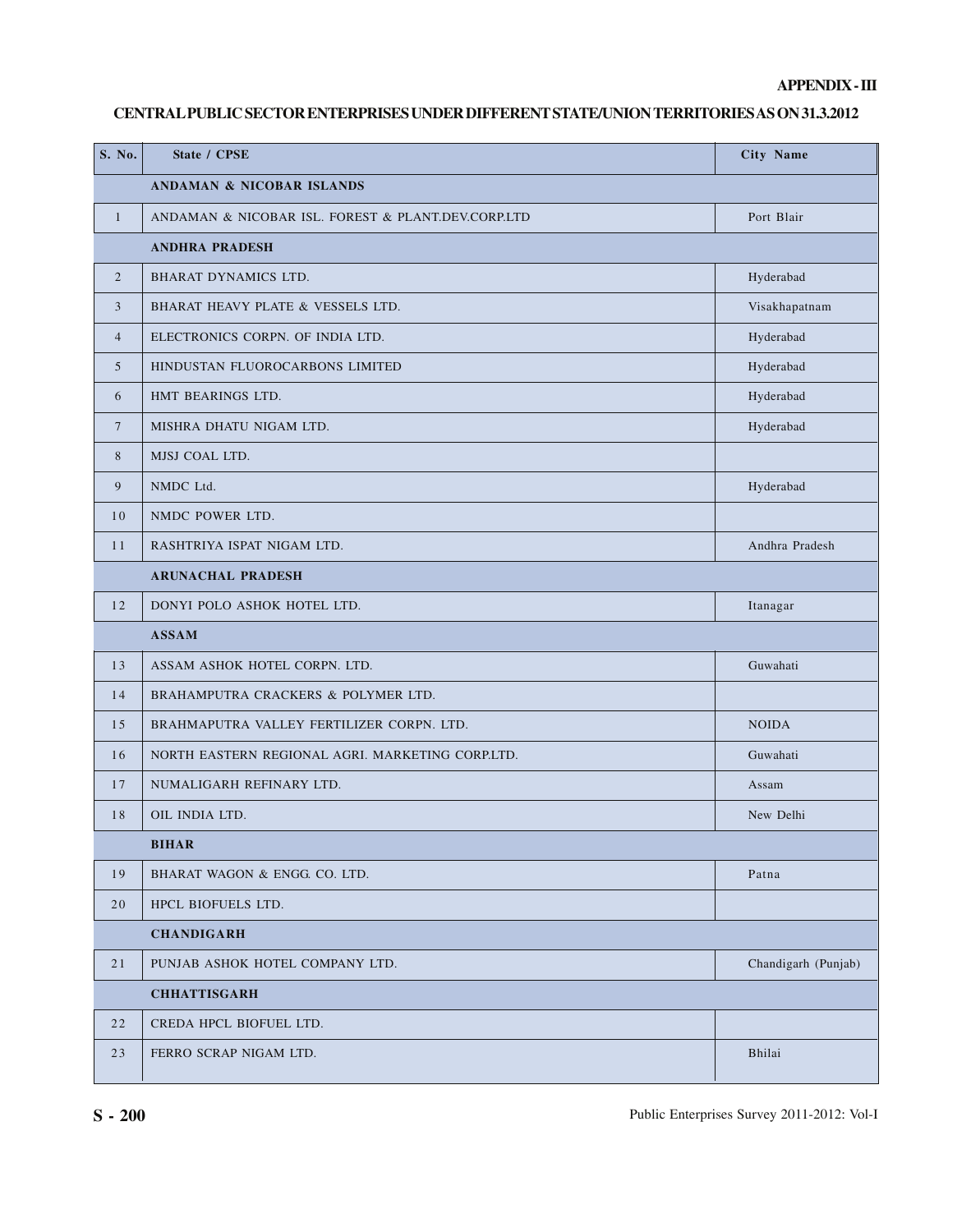**APPENDIX - III**

## CENTRAL PUBLIC SECTOR ENTERPRISES UNDER DIFFERENT STATE/UNION TERRITORIES AS ON 31.3.2012

| S. No. | State / CPSE | City Name |
|---|---|---|
| | **ANDAMAN & NICOBAR ISLANDS** | |
| 1 | ANDAMAN & NICOBAR ISL. FOREST & PLANT.DEV.CORP.LTD | Port Blair |
| | **ANDHRA PRADESH** | |
| 2 | BHARAT DYNAMICS LTD. | Hyderabad |
| 3 | BHARAT HEAVY PLATE & VESSELS LTD. | Visakhapatnam |
| 4 | ELECTRONICS CORPN. OF INDIA LTD. | Hyderabad |
| 5 | HINDUSTAN FLUOROCARBONS LIMITED | Hyderabad |
| 6 | HMT BEARINGS LTD. | Hyderabad |
| 7 | MISHRA DHATU NIGAM LTD. | Hyderabad |
| 8 | MJSJ COAL LTD. | |
| 9 | NMDC Ltd. | Hyderabad |
| 10 | NMDC POWER LTD. | |
| 11 | RASHTRIYA ISPAT NIGAM LTD. | Andhra Pradesh |
| | **ARUNACHAL PRADESH** | |
| 12 | DONYI POLO ASHOK HOTEL LTD. | Itanagar |
| | **ASSAM** | |
| 13 | ASSAM ASHOK HOTEL CORPN. LTD. | Guwahati |
| 14 | BRAHAMPUTRA CRACKERS & POLYMER LTD. | |
| 15 | BRAHMAPUTRA VALLEY FERTILIZER CORPN. LTD. | NOIDA |
| 16 | NORTH EASTERN REGIONAL AGRI. MARKETING CORP.LTD. | Guwahati |
| 17 | NUMALIGARH REFINARY LTD. | Assam |
| 18 | OIL INDIA LTD. | New Delhi |
| | **BIHAR** | |
| 19 | BHARAT WAGON & ENGG. CO. LTD. | Patna |
| 20 | HPCL BIOFUELS LTD. | |
| | **CHANDIGARH** | |
| 21 | PUNJAB ASHOK HOTEL COMPANY LTD. | Chandigarh (Punjab) |
| | **CHHATTISGARH** | |
| 22 | CREDA HPCL BIOFUEL LTD. | |
| 23 | FERRO SCRAP NIGAM LTD. | Bhilai |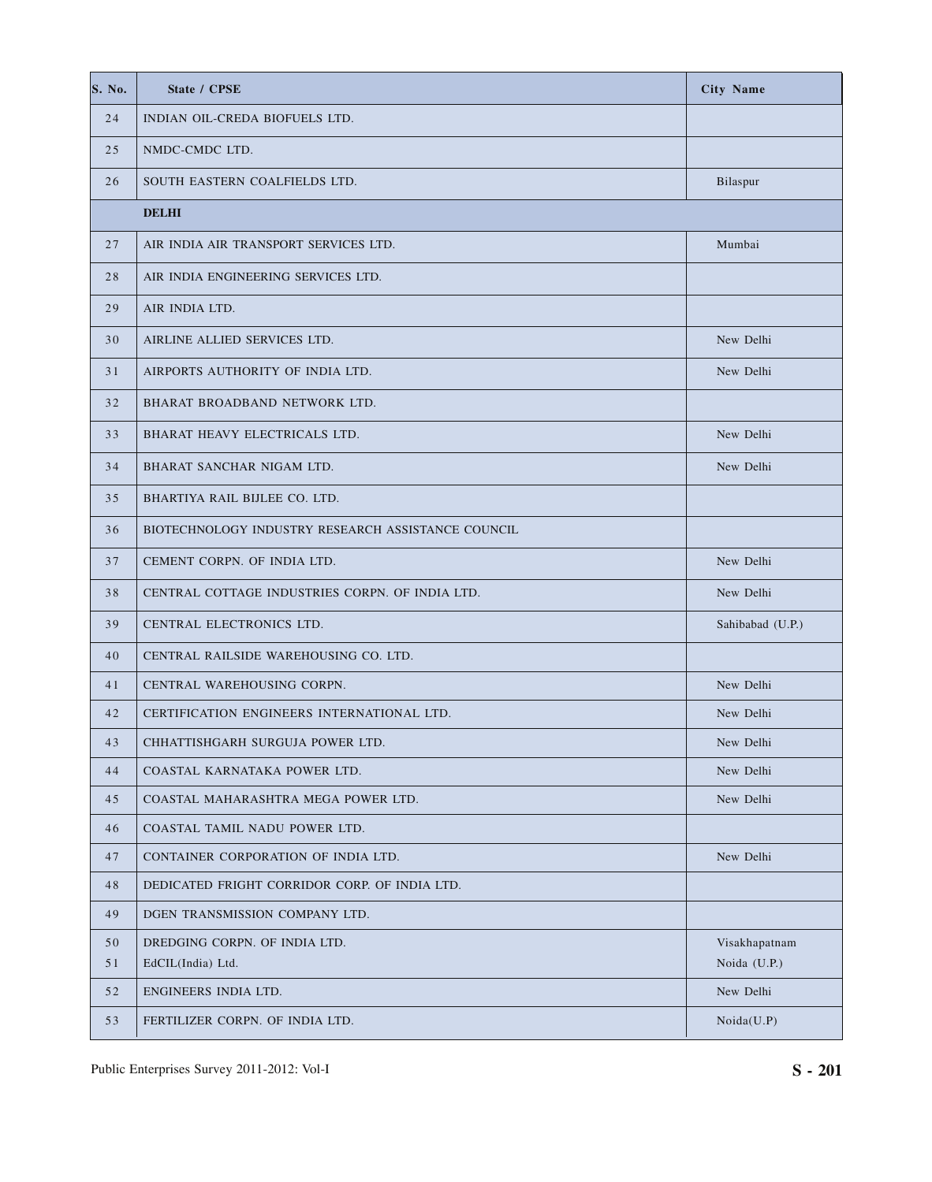| S. No. | State / CPSE | City Name |
|---|---|---|
| 24 | INDIAN OIL-CREDA BIOFUELS LTD. | |
| 25 | NMDC-CMDC LTD. | |
| 26 | SOUTH EASTERN COALFIELDS LTD. | Bilaspur |
| | **DELHI** | |
| 27 | AIR INDIA AIR TRANSPORT SERVICES LTD. | Mumbai |
| 28 | AIR INDIA ENGINEERING SERVICES LTD. | |
| 29 | AIR INDIA LTD. | |
| 30 | AIRLINE ALLIED SERVICES LTD. | New Delhi |
| 31 | AIRPORTS AUTHORITY OF INDIA LTD. | New Delhi |
| 32 | BHARAT BROADBAND NETWORK LTD. | |
| 33 | BHARAT HEAVY ELECTRICALS LTD. | New Delhi |
| 34 | BHARAT SANCHAR NIGAM LTD. | New Delhi |
| 35 | BHARTIYA RAIL BIJLEE CO. LTD. | |
| 36 | BIOTECHNOLOGY INDUSTRY RESEARCH ASSISTANCE COUNCIL | |
| 37 | CEMENT CORPN. OF INDIA LTD. | New Delhi |
| 38 | CENTRAL COTTAGE INDUSTRIES CORPN. OF INDIA LTD. | New Delhi |
| 39 | CENTRAL ELECTRONICS LTD. | Sahibabad (U.P.) |
| 40 | CENTRAL RAILSIDE WAREHOUSING CO. LTD. | |
| 41 | CENTRAL WAREHOUSING CORPN. | New Delhi |
| 42 | CERTIFICATION ENGINEERS INTERNATIONAL LTD. | New Delhi |
| 43 | CHHATTISHGARH SURGUJA POWER LTD. | New Delhi |
| 44 | COASTAL KARNATAKA POWER LTD. | New Delhi |
| 45 | COASTAL MAHARASHTRA MEGA POWER LTD. | New Delhi |
| 46 | COASTAL TAMIL NADU POWER LTD. | |
| 47 | CONTAINER CORPORATION OF INDIA LTD. | New Delhi |
| 48 | DEDICATED FRIGHT CORRIDOR CORP. OF INDIA LTD. | |
| 49 | DGEN TRANSMISSION COMPANY LTD. | |
| 50 | DREDGING CORPN. OF INDIA LTD. | Visakhapatnam |
| 51 | EdCIL(India) Ltd. | Noida (U.P.) |
| 52 | ENGINEERS INDIA LTD. | New Delhi |
| 53 | FERTILIZER CORPN. OF INDIA LTD. | Noida(U.P) |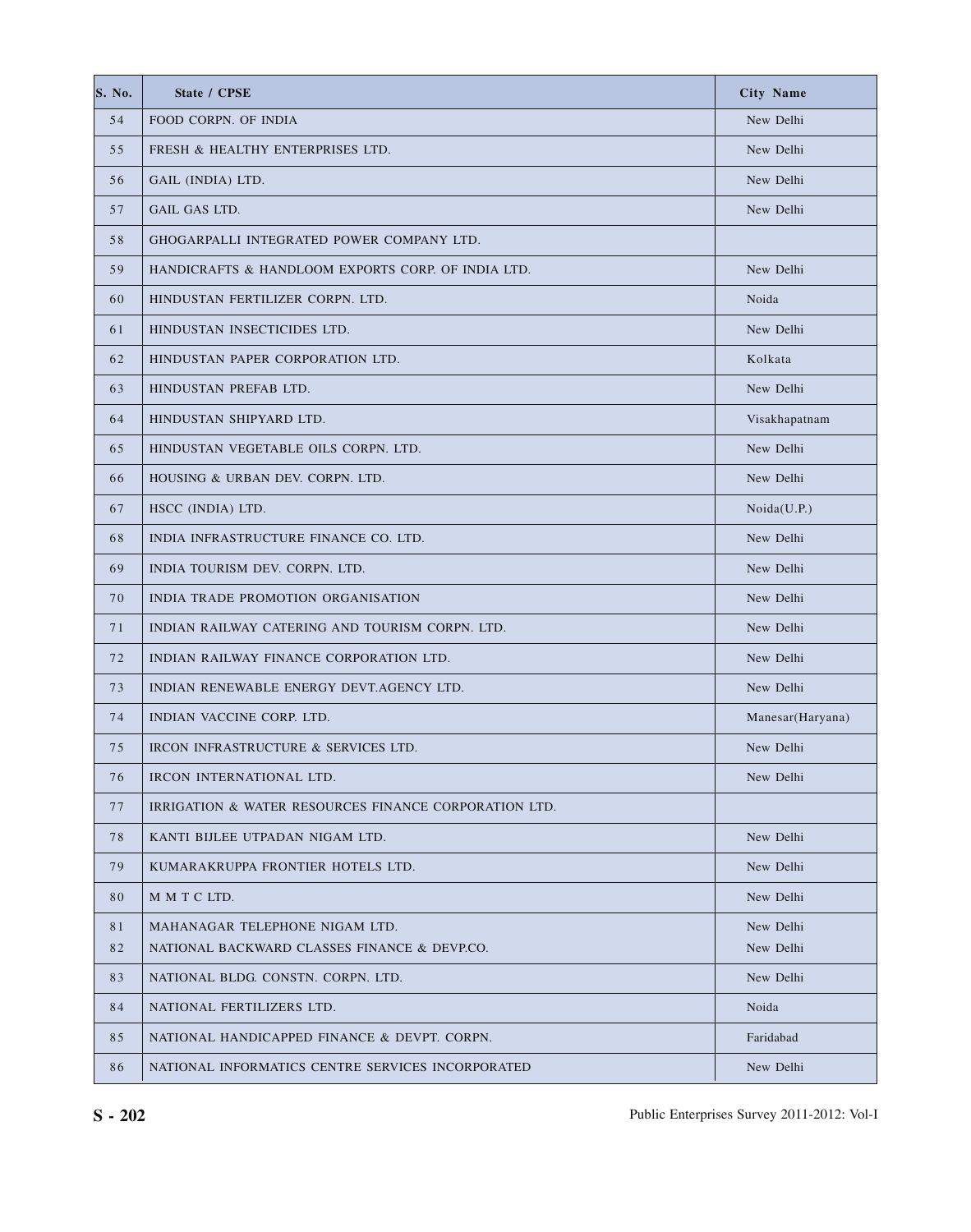| S. No. | State / CPSE | City Name |
|---|---|---|
| 54 | FOOD CORPN. OF INDIA | New Delhi |
| 55 | FRESH & HEALTHY ENTERPRISES LTD. | New Delhi |
| 56 | GAIL (INDIA) LTD. | New Delhi |
| 57 | GAIL GAS LTD. | New Delhi |
| 58 | GHOGARPALLI INTEGRATED POWER COMPANY LTD. | |
| 59 | HANDICRAFTS & HANDLOOM EXPORTS CORP. OF INDIA LTD. | New Delhi |
| 60 | HINDUSTAN FERTILIZER CORPN. LTD. | Noida |
| 61 | HINDUSTAN INSECTICIDES LTD. | New Delhi |
| 62 | HINDUSTAN PAPER CORPORATION LTD. | Kolkata |
| 63 | HINDUSTAN PREFAB LTD. | New Delhi |
| 64 | HINDUSTAN SHIPYARD LTD. | Visakhapatnam |
| 65 | HINDUSTAN VEGETABLE OILS CORPN. LTD. | New Delhi |
| 66 | HOUSING & URBAN DEV. CORPN. LTD. | New Delhi |
| 67 | HSCC (INDIA) LTD. | Noida(U.P.) |
| 68 | INDIA INFRASTRUCTURE FINANCE CO. LTD. | New Delhi |
| 69 | INDIA TOURISM DEV. CORPN. LTD. | New Delhi |
| 70 | INDIA TRADE PROMOTION ORGANISATION | New Delhi |
| 71 | INDIAN RAILWAY CATERING AND TOURISM CORPN. LTD. | New Delhi |
| 72 | INDIAN RAILWAY FINANCE CORPORATION LTD. | New Delhi |
| 73 | INDIAN RENEWABLE ENERGY DEVT.AGENCY LTD. | New Delhi |
| 74 | INDIAN VACCINE CORP. LTD. | Manesar(Haryana) |
| 75 | IRCON INFRASTRUCTURE & SERVICES LTD. | New Delhi |
| 76 | IRCON INTERNATIONAL LTD. | New Delhi |
| 77 | IRRIGATION & WATER RESOURCES FINANCE CORPORATION LTD. | |
| 78 | KANTI BIJLEE UTPADAN NIGAM LTD. | New Delhi |
| 79 | KUMARAKRUPPA FRONTIER HOTELS LTD. | New Delhi |
| 80 | M M T C LTD. | New Delhi |
| 81 | MAHANAGAR TELEPHONE NIGAM LTD. | New Delhi |
| 82 | NATIONAL BACKWARD CLASSES FINANCE & DEVP.CO. | New Delhi |
| 83 | NATIONAL BLDG. CONSTN. CORPN. LTD. | New Delhi |
| 84 | NATIONAL FERTILIZERS LTD. | Noida |
| 85 | NATIONAL HANDICAPPED FINANCE & DEVPT. CORPN. | Faridabad |
| 86 | NATIONAL INFORMATICS CENTRE SERVICES INCORPORATED | New Delhi |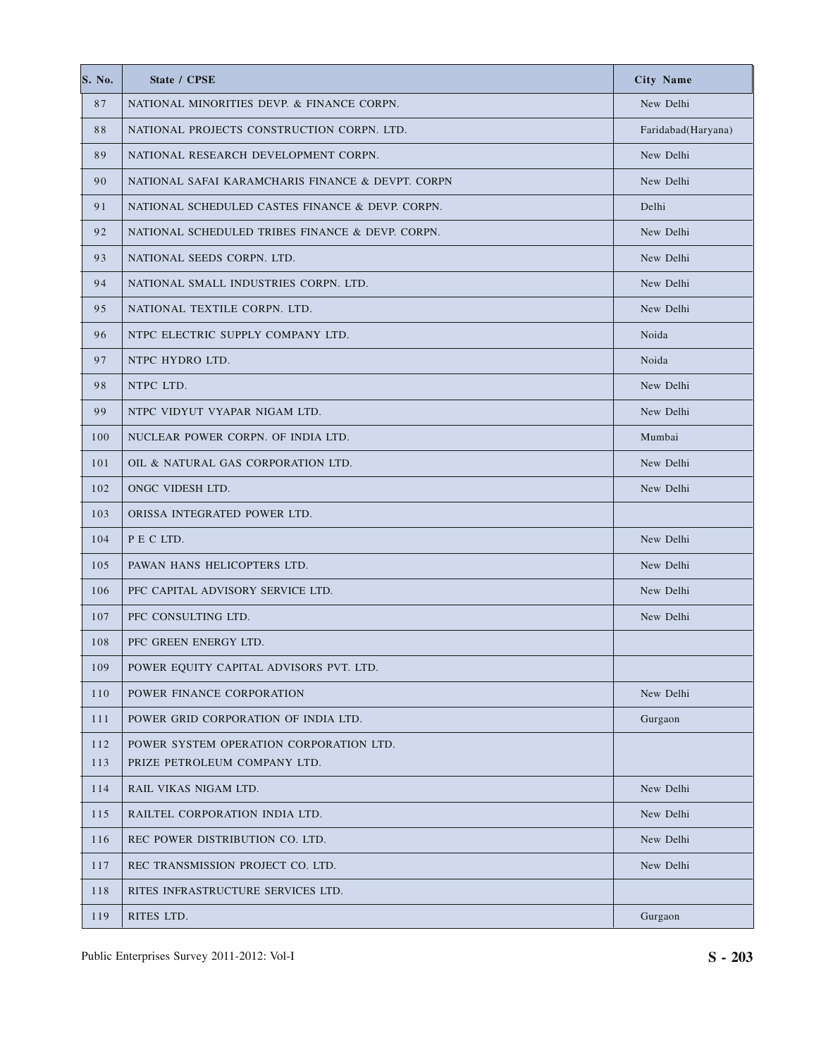| S. No. | State / CPSE | City Name |
|---|---|---|
| 87 | NATIONAL MINORITIES DEVP. & FINANCE CORPN. | New Delhi |
| 88 | NATIONAL PROJECTS CONSTRUCTION CORPN. LTD. | Faridabad(Haryana) |
| 89 | NATIONAL RESEARCH DEVELOPMENT CORPN. | New Delhi |
| 90 | NATIONAL SAFAI KARAMCHARIS FINANCE & DEVPT. CORPN | New Delhi |
| 91 | NATIONAL SCHEDULED CASTES FINANCE & DEVP. CORPN. | Delhi |
| 92 | NATIONAL SCHEDULED TRIBES FINANCE & DEVP. CORPN. | New Delhi |
| 93 | NATIONAL SEEDS CORPN. LTD. | New Delhi |
| 94 | NATIONAL SMALL INDUSTRIES CORPN. LTD. | New Delhi |
| 95 | NATIONAL TEXTILE CORPN. LTD. | New Delhi |
| 96 | NTPC ELECTRIC SUPPLY COMPANY LTD. | Noida |
| 97 | NTPC HYDRO LTD. | Noida |
| 98 | NTPC LTD. | New Delhi |
| 99 | NTPC VIDYUT VYAPAR NIGAM LTD. | New Delhi |
| 100 | NUCLEAR POWER CORPN. OF INDIA LTD. | Mumbai |
| 101 | OIL & NATURAL GAS CORPORATION LTD. | New Delhi |
| 102 | ONGC VIDESH LTD. | New Delhi |
| 103 | ORISSA INTEGRATED POWER LTD. | |
| 104 | P E C LTD. | New Delhi |
| 105 | PAWAN HANS HELICOPTERS LTD. | New Delhi |
| 106 | PFC CAPITAL ADVISORY SERVICE LTD. | New Delhi |
| 107 | PFC CONSULTING LTD. | New Delhi |
| 108 | PFC GREEN ENERGY LTD. | |
| 109 | POWER EQUITY CAPITAL ADVISORS PVT. LTD. | |
| 110 | POWER FINANCE CORPORATION | New Delhi |
| 111 | POWER GRID CORPORATION OF INDIA LTD. | Gurgaon |
| 112 | POWER SYSTEM OPERATION CORPORATION LTD. | |
| 113 | PRIZE PETROLEUM COMPANY LTD. | |
| 114 | RAIL VIKAS NIGAM LTD. | New Delhi |
| 115 | RAILTEL CORPORATION INDIA LTD. | New Delhi |
| 116 | REC POWER DISTRIBUTION CO. LTD. | New Delhi |
| 117 | REC TRANSMISSION PROJECT CO. LTD. | New Delhi |
| 118 | RITES INFRASTRUCTURE SERVICES LTD. | |
| 119 | RITES LTD. | Gurgaon |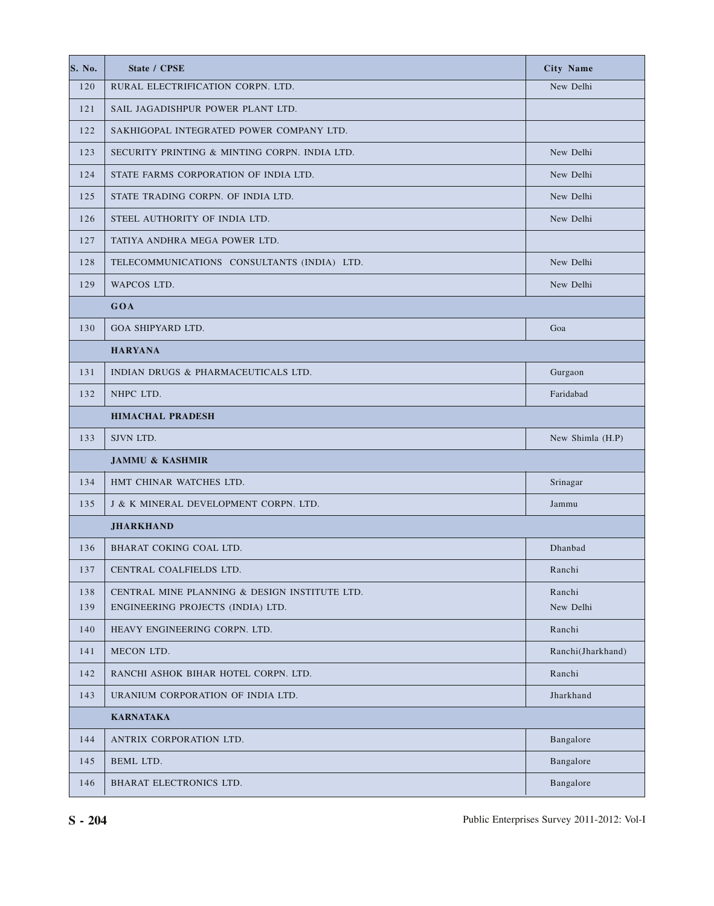| S. No. | State / CPSE | City Name |
|---|---|---|
| 120 | RURAL ELECTRIFICATION CORPN. LTD. | New Delhi |
| 121 | SAIL JAGADISHPUR POWER PLANT LTD. | |
| 122 | SAKHIGOPAL INTEGRATED POWER COMPANY LTD. | |
| 123 | SECURITY PRINTING & MINTING CORPN. INDIA LTD. | New Delhi |
| 124 | STATE FARMS CORPORATION OF INDIA LTD. | New Delhi |
| 125 | STATE TRADING CORPN. OF INDIA LTD. | New Delhi |
| 126 | STEEL AUTHORITY OF INDIA LTD. | New Delhi |
| 127 | TATIYA ANDHRA MEGA POWER LTD. | |
| 128 | TELECOMMUNICATIONS CONSULTANTS (INDIA) LTD. | New Delhi |
| 129 | WAPCOS LTD. | New Delhi |
| | **GOA** | |
| 130 | GOA SHIPYARD LTD. | Goa |
| | **HARYANA** | |
| 131 | INDIAN DRUGS & PHARMACEUTICALS LTD. | Gurgaon |
| 132 | NHPC LTD. | Faridabad |
| | **HIMACHAL PRADESH** | |
| 133 | SJVN LTD. | New Shimla (H.P) |
| | **JAMMU & KASHMIR** | |
| 134 | HMT CHINAR WATCHES LTD. | Srinagar |
| 135 | J & K MINERAL DEVELOPMENT CORPN. LTD. | Jammu |
| | **JHARKHAND** | |
| 136 | BHARAT COKING COAL LTD. | Dhanbad |
| 137 | CENTRAL COALFIELDS LTD. | Ranchi |
| 138 | CENTRAL MINE PLANNING & DESIGN INSTITUTE LTD. | Ranchi |
| 139 | ENGINEERING PROJECTS (INDIA) LTD. | New Delhi |
| 140 | HEAVY ENGINEERING CORPN. LTD. | Ranchi |
| 141 | MECON LTD. | Ranchi(Jharkhand) |
| 142 | RANCHI ASHOK BIHAR HOTEL CORPN. LTD. | Ranchi |
| 143 | URANIUM CORPORATION OF INDIA LTD. | Jharkhand |
| | **KARNATAKA** | |
| 144 | ANTRIX CORPORATION LTD. | Bangalore |
| 145 | BEML LTD. | Bangalore |
| 146 | BHARAT ELECTRONICS LTD. | Bangalore |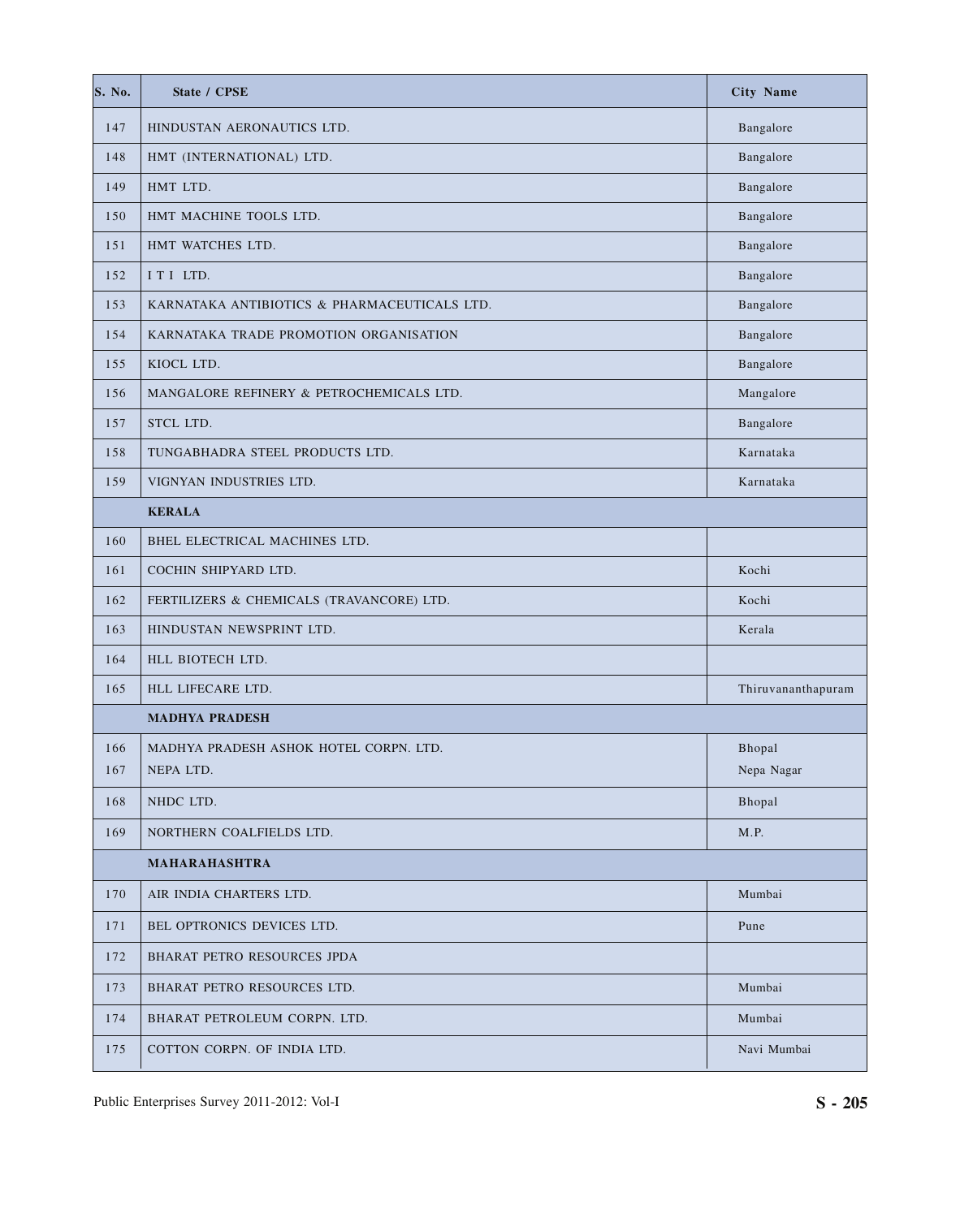| S. No. | State / CPSE | City Name |
|---|---|---|
| 147 | HINDUSTAN AERONAUTICS LTD. | Bangalore |
| 148 | HMT (INTERNATIONAL) LTD. | Bangalore |
| 149 | HMT LTD. | Bangalore |
| 150 | HMT MACHINE TOOLS LTD. | Bangalore |
| 151 | HMT WATCHES LTD. | Bangalore |
| 152 | I T I LTD. | Bangalore |
| 153 | KARNATAKA ANTIBIOTICS & PHARMACEUTICALS LTD. | Bangalore |
| 154 | KARNATAKA TRADE PROMOTION ORGANISATION | Bangalore |
| 155 | KIOCL LTD. | Bangalore |
| 156 | MANGALORE REFINERY & PETROCHEMICALS LTD. | Mangalore |
| 157 | STCL LTD. | Bangalore |
| 158 | TUNGABHADRA STEEL PRODUCTS LTD. | Karnataka |
| 159 | VIGNYAN INDUSTRIES LTD. | Karnataka |
| | **KERALA** | |
| 160 | BHEL ELECTRICAL MACHINES LTD. | |
| 161 | COCHIN SHIPYARD LTD. | Kochi |
| 162 | FERTILIZERS & CHEMICALS (TRAVANCORE) LTD. | Kochi |
| 163 | HINDUSTAN NEWSPRINT LTD. | Kerala |
| 164 | HLL BIOTECH LTD. | |
| 165 | HLL LIFECARE LTD. | Thiruvananthapuram |
| | **MADHYA PRADESH** | |
| 166 | MADHYA PRADESH ASHOK HOTEL CORPN. LTD. | Bhopal |
| 167 | NEPA LTD. | Nepa Nagar |
| 168 | NHDC LTD. | Bhopal |
| 169 | NORTHERN COALFIELDS LTD. | M.P. |
| | **MAHARAHASHTRA** | |
| 170 | AIR INDIA CHARTERS LTD. | Mumbai |
| 171 | BEL OPTRONICS DEVICES LTD. | Pune |
| 172 | BHARAT PETRO RESOURCES JPDA | |
| 173 | BHARAT PETRO RESOURCES LTD. | Mumbai |
| 174 | BHARAT PETROLEUM CORPN. LTD. | Mumbai |
| 175 | COTTON CORPN. OF INDIA LTD. | Navi Mumbai |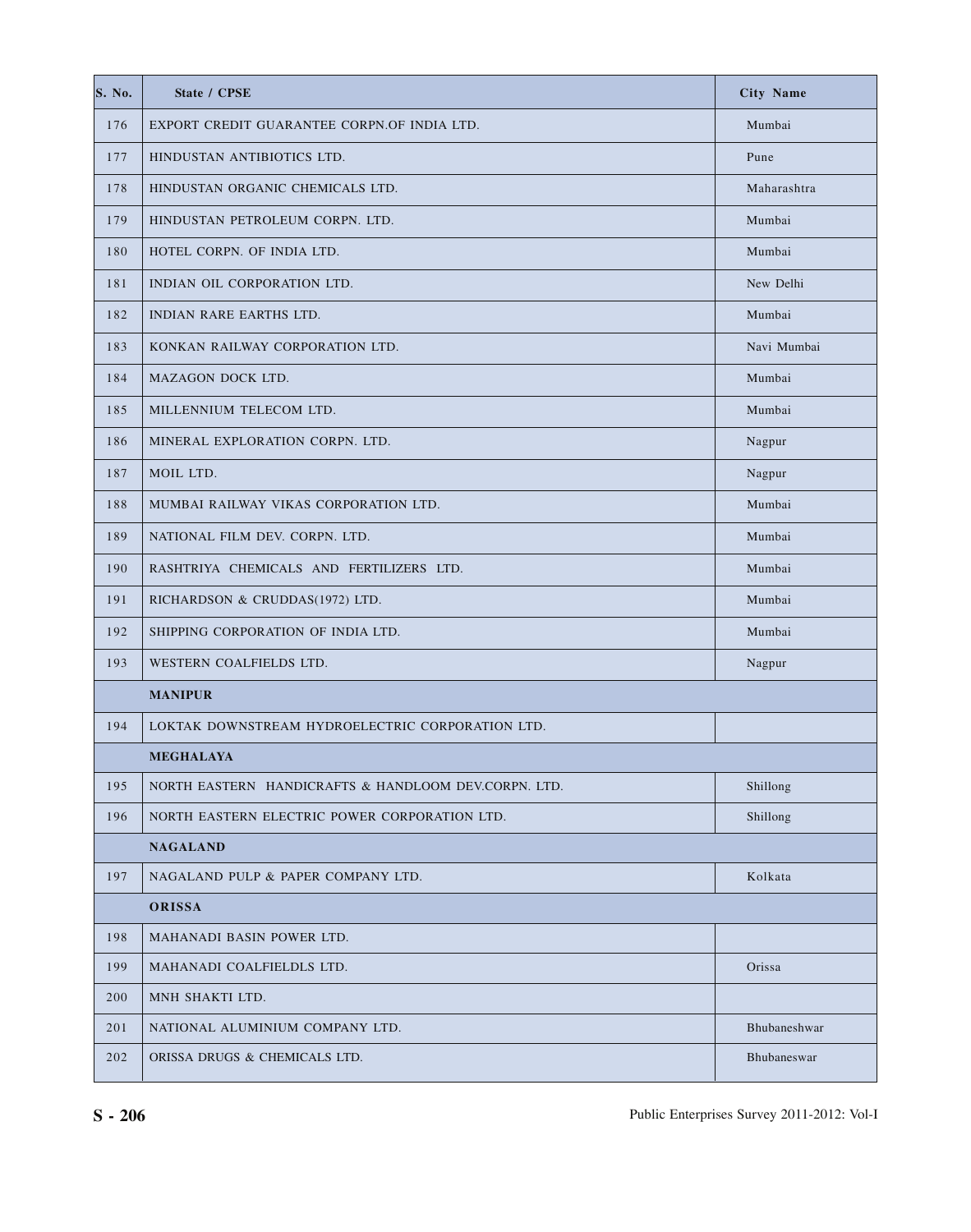| S. No. | State / CPSE | City Name |
|---|---|---|
| 176 | EXPORT CREDIT GUARANTEE CORPN.OF INDIA LTD. | Mumbai |
| 177 | HINDUSTAN ANTIBIOTICS LTD. | Pune |
| 178 | HINDUSTAN ORGANIC CHEMICALS LTD. | Maharashtra |
| 179 | HINDUSTAN PETROLEUM CORPN. LTD. | Mumbai |
| 180 | HOTEL CORPN. OF INDIA LTD. | Mumbai |
| 181 | INDIAN OIL CORPORATION LTD. | New Delhi |
| 182 | INDIAN RARE EARTHS LTD. | Mumbai |
| 183 | KONKAN RAILWAY CORPORATION LTD. | Navi Mumbai |
| 184 | MAZAGON DOCK LTD. | Mumbai |
| 185 | MILLENNIUM TELECOM LTD. | Mumbai |
| 186 | MINERAL EXPLORATION CORPN. LTD. | Nagpur |
| 187 | MOIL LTD. | Nagpur |
| 188 | MUMBAI RAILWAY VIKAS CORPORATION LTD. | Mumbai |
| 189 | NATIONAL FILM DEV. CORPN. LTD. | Mumbai |
| 190 | RASHTRIYA CHEMICALS AND FERTILIZERS LTD. | Mumbai |
| 191 | RICHARDSON & CRUDDAS(1972) LTD. | Mumbai |
| 192 | SHIPPING CORPORATION OF INDIA LTD. | Mumbai |
| 193 | WESTERN COALFIELDS LTD. | Nagpur |
| | **MANIPUR** | |
| 194 | LOKTAK DOWNSTREAM HYDROELECTRIC CORPORATION LTD. | |
| | **MEGHALAYA** | |
| 195 | NORTH EASTERN HANDICRAFTS & HANDLOOM DEV.CORPN. LTD. | Shillong |
| 196 | NORTH EASTERN ELECTRIC POWER CORPORATION LTD. | Shillong |
| | **NAGALAND** | |
| 197 | NAGALAND PULP & PAPER COMPANY LTD. | Kolkata |
| | **ORISSA** | |
| 198 | MAHANADI BASIN POWER LTD. | |
| 199 | MAHANADI COALFIELDLS LTD. | Orissa |
| 200 | MNH SHAKTI LTD. | |
| 201 | NATIONAL ALUMINIUM COMPANY LTD. | Bhubaneshwar |
| 202 | ORISSA DRUGS & CHEMICALS LTD. | Bhubaneswar |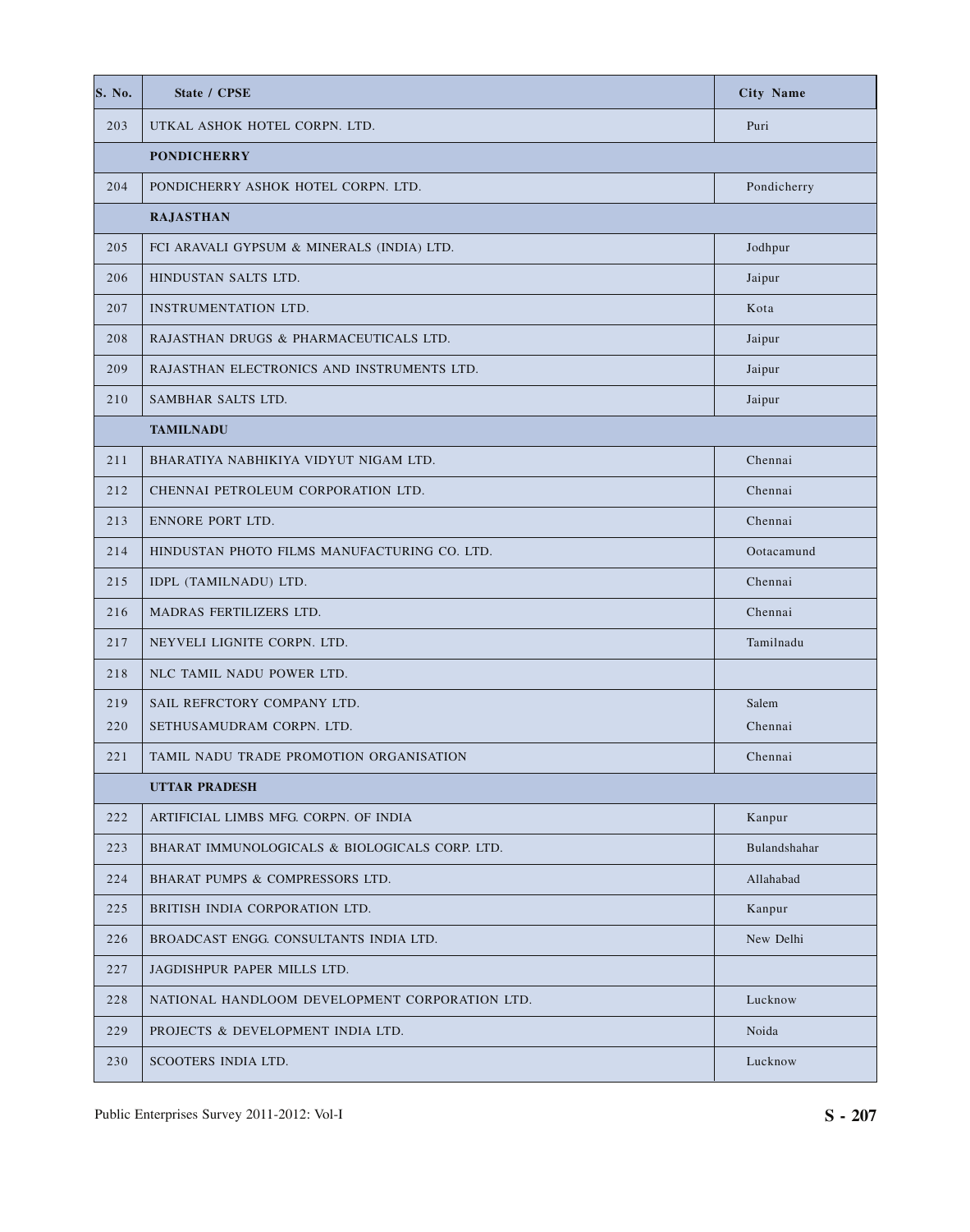| S. No. | State / CPSE | City Name |
|---|---|---|
| 203 | UTKAL ASHOK HOTEL CORPN. LTD. | Puri |
| | **PONDICHERRY** | |
| 204 | PONDICHERRY ASHOK HOTEL CORPN. LTD. | Pondicherry |
| | **RAJASTHAN** | |
| 205 | FCI ARAVALI GYPSUM & MINERALS (INDIA) LTD. | Jodhpur |
| 206 | HINDUSTAN SALTS LTD. | Jaipur |
| 207 | INSTRUMENTATION LTD. | Kota |
| 208 | RAJASTHAN DRUGS & PHARMACEUTICALS LTD. | Jaipur |
| 209 | RAJASTHAN ELECTRONICS AND INSTRUMENTS LTD. | Jaipur |
| 210 | SAMBHAR SALTS LTD. | Jaipur |
| | **TAMILNADU** | |
| 211 | BHARATIYA NABHIKIYA VIDYUT NIGAM LTD. | Chennai |
| 212 | CHENNAI PETROLEUM CORPORATION LTD. | Chennai |
| 213 | ENNORE PORT LTD. | Chennai |
| 214 | HINDUSTAN PHOTO FILMS MANUFACTURING CO. LTD. | Ootacamund |
| 215 | IDPL (TAMILNADU) LTD. | Chennai |
| 216 | MADRAS FERTILIZERS LTD. | Chennai |
| 217 | NEYVELI LIGNITE CORPN. LTD. | Tamilnadu |
| 218 | NLC TAMIL NADU POWER LTD. | |
| 219 | SAIL REFRCTORY COMPANY LTD. | Salem |
| 220 | SETHUSAMUDRAM CORPN. LTD. | Chennai |
| 221 | TAMIL NADU TRADE PROMOTION ORGANISATION | Chennai |
| | **UTTAR PRADESH** | |
| 222 | ARTIFICIAL LIMBS MFG. CORPN. OF INDIA | Kanpur |
| 223 | BHARAT IMMUNOLOGICALS & BIOLOGICALS CORP. LTD. | Bulandshahar |
| 224 | BHARAT PUMPS & COMPRESSORS LTD. | Allahabad |
| 225 | BRITISH INDIA CORPORATION LTD. | Kanpur |
| 226 | BROADCAST ENGG. CONSULTANTS INDIA LTD. | New Delhi |
| 227 | JAGDISHPUR PAPER MILLS LTD. | |
| 228 | NATIONAL HANDLOOM DEVELOPMENT CORPORATION LTD. | Lucknow |
| 229 | PROJECTS & DEVELOPMENT INDIA LTD. | Noida |
| 230 | SCOOTERS INDIA LTD. | Lucknow |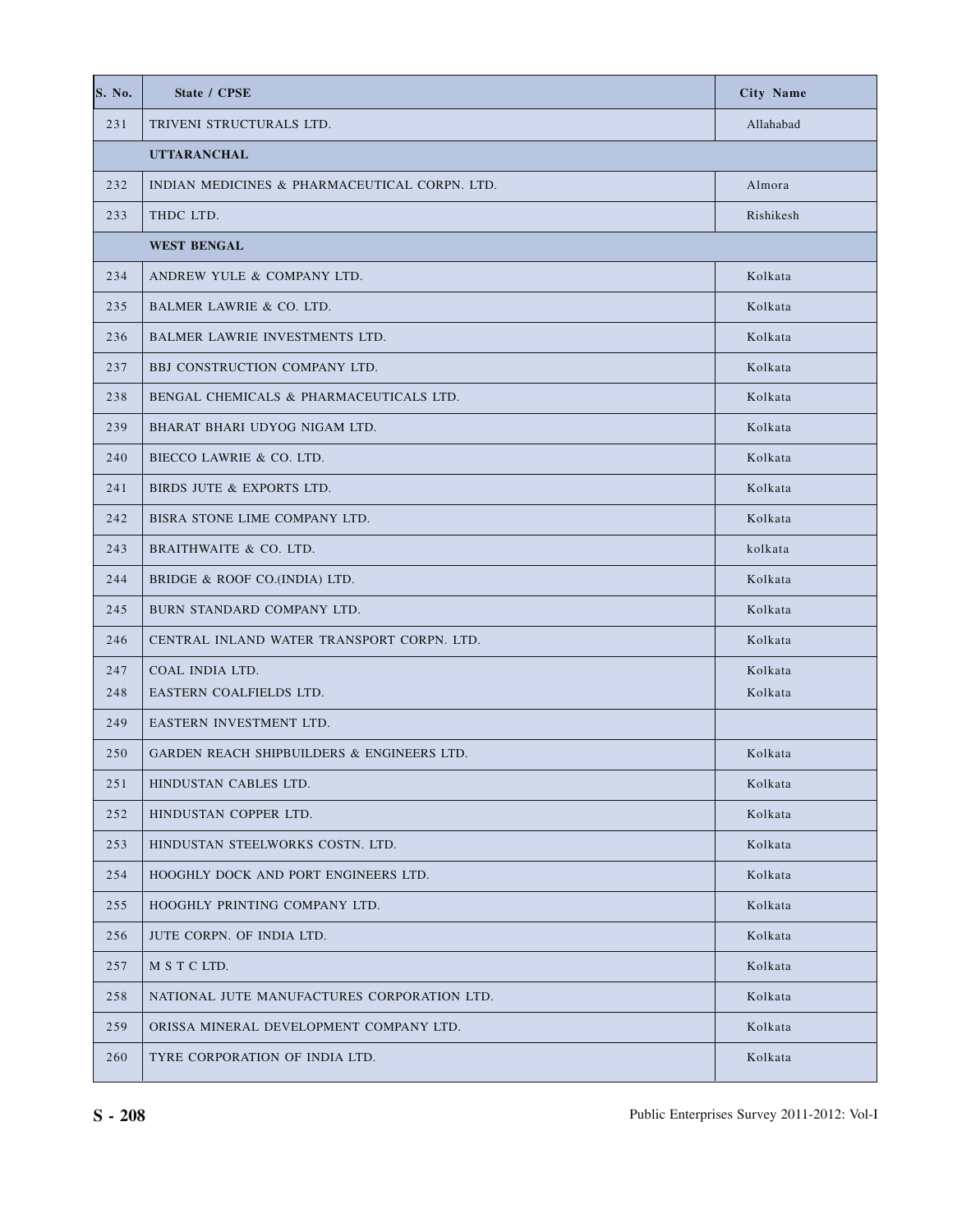| S. No. | State / CPSE | City Name |
|---|---|---|
| 231 | TRIVENI STRUCTURALS LTD. | Allahabad |
| | **UTTARANCHAL** | |
| 232 | INDIAN MEDICINES & PHARMACEUTICAL CORPN. LTD. | Almora |
| 233 | THDC LTD. | Rishikesh |
| | **WEST BENGAL** | |
| 234 | ANDREW YULE & COMPANY LTD. | Kolkata |
| 235 | BALMER LAWRIE & CO. LTD. | Kolkata |
| 236 | BALMER LAWRIE INVESTMENTS LTD. | Kolkata |
| 237 | BBJ CONSTRUCTION COMPANY LTD. | Kolkata |
| 238 | BENGAL CHEMICALS & PHARMACEUTICALS LTD. | Kolkata |
| 239 | BHARAT BHARI UDYOG NIGAM LTD. | Kolkata |
| 240 | BIECCO LAWRIE & CO. LTD. | Kolkata |
| 241 | BIRDS JUTE & EXPORTS LTD. | Kolkata |
| 242 | BISRA STONE LIME COMPANY LTD. | Kolkata |
| 243 | BRAITHWAITE & CO. LTD. | kolkata |
| 244 | BRIDGE & ROOF CO.(INDIA) LTD. | Kolkata |
| 245 | BURN STANDARD COMPANY LTD. | Kolkata |
| 246 | CENTRAL INLAND WATER TRANSPORT CORPN. LTD. | Kolkata |
| 247 | COAL INDIA LTD. | Kolkata |
| 248 | EASTERN COALFIELDS LTD. | Kolkata |
| 249 | EASTERN INVESTMENT LTD. | |
| 250 | GARDEN REACH SHIPBUILDERS & ENGINEERS LTD. | Kolkata |
| 251 | HINDUSTAN CABLES LTD. | Kolkata |
| 252 | HINDUSTAN COPPER LTD. | Kolkata |
| 253 | HINDUSTAN STEELWORKS COSTN. LTD. | Kolkata |
| 254 | HOOGHLY DOCK AND PORT ENGINEERS LTD. | Kolkata |
| 255 | HOOGHLY PRINTING COMPANY LTD. | Kolkata |
| 256 | JUTE CORPN. OF INDIA LTD. | Kolkata |
| 257 | M S T C LTD. | Kolkata |
| 258 | NATIONAL JUTE MANUFACTURES CORPORATION LTD. | Kolkata |
| 259 | ORISSA MINERAL DEVELOPMENT COMPANY LTD. | Kolkata |
| 260 | TYRE CORPORATION OF INDIA LTD. | Kolkata |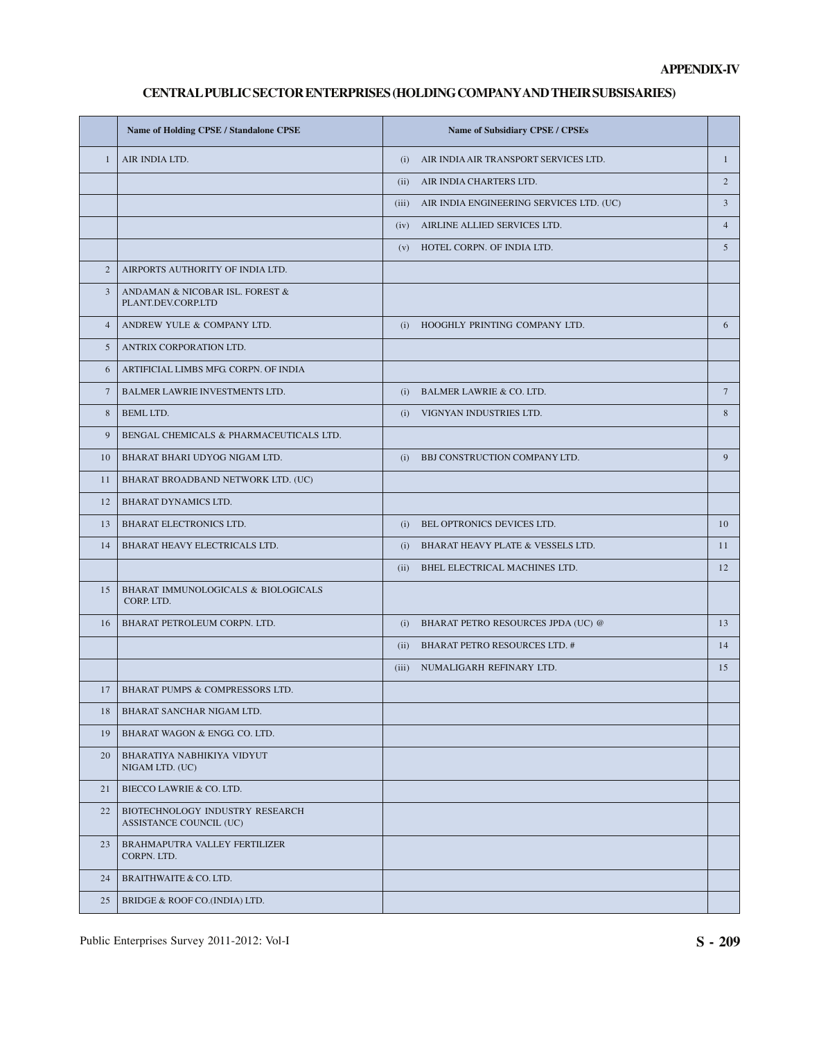**APPENDIX-IV**

## CENTRAL PUBLIC SECTOR ENTERPRISES (HOLDING COMPANY AND THEIR SUBSISARIES)

| | Name of Holding CPSE / Standalone CPSE | Name of Subsidiary CPSE / CPSEs | |
|---|---|---|---|
| 1 | AIR INDIA LTD. | (i) AIR INDIA AIR TRANSPORT SERVICES LTD. | 1 |
| | | (ii) AIR INDIA CHARTERS LTD. | 2 |
| | | (iii) AIR INDIA ENGINEERING SERVICES LTD. (UC) | 3 |
| | | (iv) AIRLINE ALLIED SERVICES LTD. | 4 |
| | | (v) HOTEL CORPN. OF INDIA LTD. | 5 |
| 2 | AIRPORTS AUTHORITY OF INDIA LTD. | | |
| 3 | ANDAMAN & NICOBAR ISL. FOREST & PLANT.DEV.CORP.LTD | | |
| 4 | ANDREW YULE & COMPANY LTD. | (i) HOOGHLY PRINTING COMPANY LTD. | 6 |
| 5 | ANTRIX CORPORATION LTD. | | |
| 6 | ARTIFICIAL LIMBS MFG. CORPN. OF INDIA | | |
| 7 | BALMER LAWRIE INVESTMENTS LTD. | (i) BALMER LAWRIE & CO. LTD. | 7 |
| 8 | BEML LTD. | (i) VIGNYAN INDUSTRIES LTD. | 8 |
| 9 | BENGAL CHEMICALS & PHARMACEUTICALS LTD. | | |
| 10 | BHARAT BHARI UDYOG NIGAM LTD. | (i) BBJ CONSTRUCTION COMPANY LTD. | 9 |
| 11 | BHARAT BROADBAND NETWORK LTD. (UC) | | |
| 12 | BHARAT DYNAMICS LTD. | | |
| 13 | BHARAT ELECTRONICS LTD. | (i) BEL OPTRONICS DEVICES LTD. | 10 |
| 14 | BHARAT HEAVY ELECTRICALS LTD. | (i) BHARAT HEAVY PLATE & VESSELS LTD. | 11 |
| | | (ii) BHEL ELECTRICAL MACHINES LTD. | 12 |
| 15 | BHARAT IMMUNOLOGICALS & BIOLOGICALS CORP. LTD. | | |
| 16 | BHARAT PETROLEUM CORPN. LTD. | (i) BHARAT PETRO RESOURCES JPDA (UC) @ | 13 |
| | | (ii) BHARAT PETRO RESOURCES LTD. # | 14 |
| | | (iii) NUMALIGARH REFINARY LTD. | 15 |
| 17 | BHARAT PUMPS & COMPRESSORS LTD. | | |
| 18 | BHARAT SANCHAR NIGAM LTD. | | |
| 19 | BHARAT WAGON & ENGG. CO. LTD. | | |
| 20 | BHARATIYA NABHIKIYA VIDYUT NIGAM LTD. (UC) | | |
| 21 | BIECCO LAWRIE & CO. LTD. | | |
| 22 | BIOTECHNOLOGY INDUSTRY RESEARCH ASSISTANCE COUNCIL (UC) | | |
| 23 | BRAHMAPUTRA VALLEY FERTILIZER CORPN. LTD. | | |
| 24 | BRAITHWAITE & CO. LTD. | | |
| 25 | BRIDGE & ROOF CO.(INDIA) LTD. | | |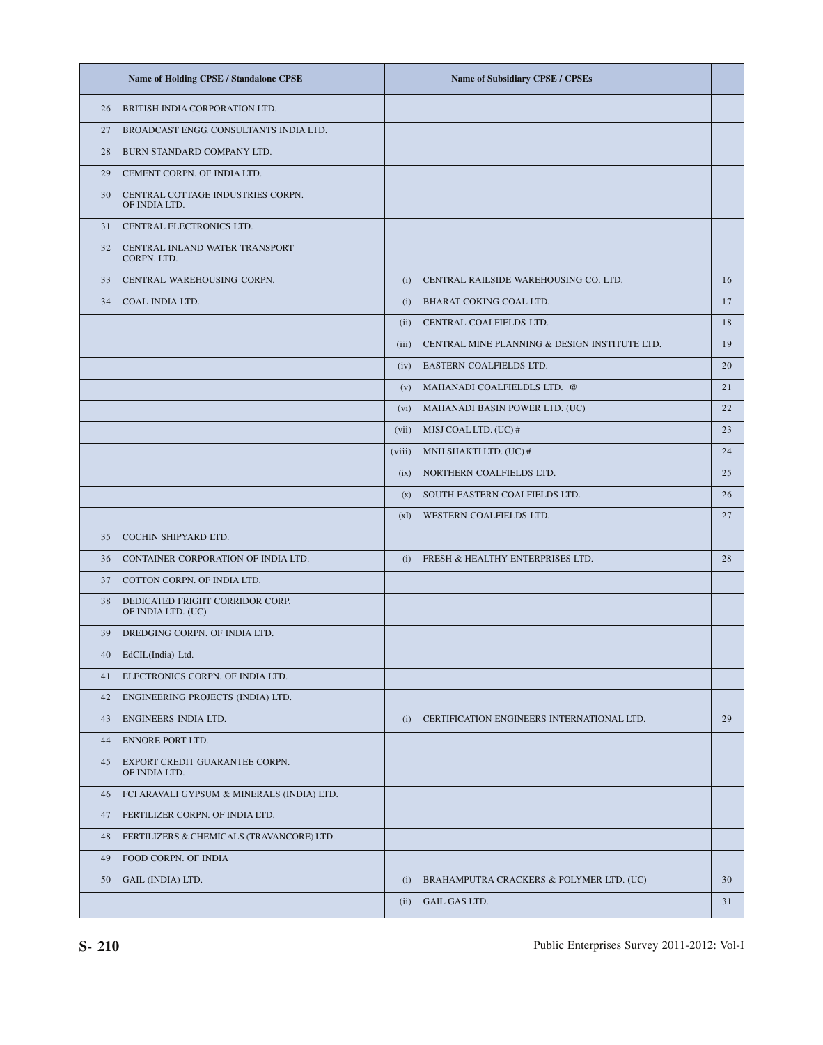|  | Name of Holding CPSE / Standalone CPSE | Name of Subsidiary CPSE / CPSEs |  |
|---|---|---|---|
| 26 | BRITISH INDIA CORPORATION LTD. |  |  |
| 27 | BROADCAST ENGG. CONSULTANTS INDIA LTD. |  |  |
| 28 | BURN STANDARD COMPANY LTD. |  |  |
| 29 | CEMENT CORPN. OF INDIA LTD. |  |  |
| 30 | CENTRAL COTTAGE INDUSTRIES CORPN. OF INDIA LTD. |  |  |
| 31 | CENTRAL ELECTRONICS LTD. |  |  |
| 32 | CENTRAL INLAND WATER TRANSPORT CORPN. LTD. |  |  |
| 33 | CENTRAL WAREHOUSING CORPN. | (i) CENTRAL RAILSIDE WAREHOUSING CO. LTD. | 16 |
| 34 | COAL INDIA LTD. | (i) BHARAT COKING COAL LTD. | 17 |
|  |  | (ii) CENTRAL COALFIELDS LTD. | 18 |
|  |  | (iii) CENTRAL MINE PLANNING & DESIGN INSTITUTE LTD. | 19 |
|  |  | (iv) EASTERN COALFIELDS LTD. | 20 |
|  |  | (v) MAHANADI COALFIELDLS LTD. @ | 21 |
|  |  | (vi) MAHANADI BASIN POWER LTD. (UC) | 22 |
|  |  | (vii) MJSJ COAL LTD. (UC) # | 23 |
|  |  | (viii) MNH SHAKTI LTD. (UC) # | 24 |
|  |  | (ix) NORTHERN COALFIELDS LTD. | 25 |
|  |  | (x) SOUTH EASTERN COALFIELDS LTD. | 26 |
|  |  | (xI) WESTERN COALFIELDS LTD. | 27 |
| 35 | COCHIN SHIPYARD LTD. |  |  |
| 36 | CONTAINER CORPORATION OF INDIA LTD. | (i) FRESH & HEALTHY ENTERPRISES LTD. | 28 |
| 37 | COTTON CORPN. OF INDIA LTD. |  |  |
| 38 | DEDICATED FRIGHT CORRIDOR CORP. OF INDIA LTD. (UC) |  |  |
| 39 | DREDGING CORPN. OF INDIA LTD. |  |  |
| 40 | EdCIL(India) Ltd. |  |  |
| 41 | ELECTRONICS CORPN. OF INDIA LTD. |  |  |
| 42 | ENGINEERING PROJECTS (INDIA) LTD. |  |  |
| 43 | ENGINEERS INDIA LTD. | (i) CERTIFICATION ENGINEERS INTERNATIONAL LTD. | 29 |
| 44 | ENNORE PORT LTD. |  |  |
| 45 | EXPORT CREDIT GUARANTEE CORPN. OF INDIA LTD. |  |  |
| 46 | FCI ARAVALI GYPSUM & MINERALS (INDIA) LTD. |  |  |
| 47 | FERTILIZER CORPN. OF INDIA LTD. |  |  |
| 48 | FERTILIZERS & CHEMICALS (TRAVANCORE) LTD. |  |  |
| 49 | FOOD CORPN. OF INDIA |  |  |
| 50 | GAIL (INDIA) LTD. | (i) BRAHAMPUTRA CRACKERS & POLYMER LTD. (UC) | 30 |
|  |  | (ii) GAIL GAS LTD. | 31 |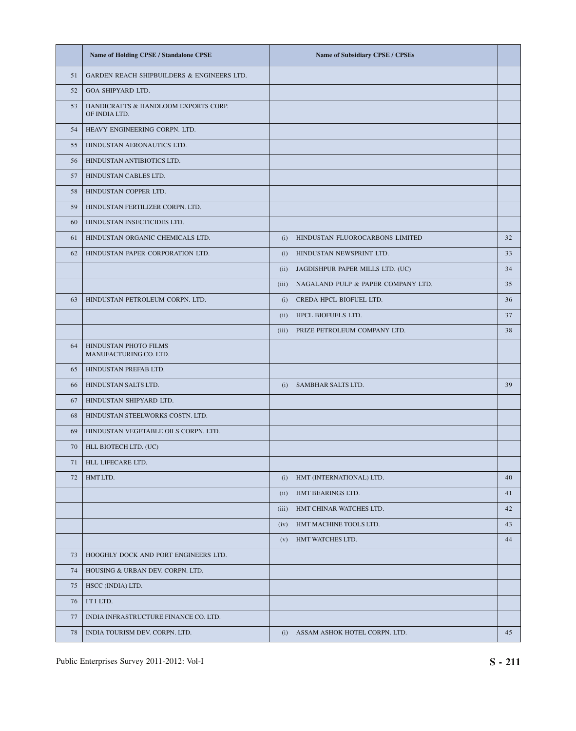| | Name of Holding CPSE / Standalone CPSE | Name of Subsidiary CPSE / CPSEs | |
|---|---|---|---|
| 51 | GARDEN REACH SHIPBUILDERS & ENGINEERS LTD. | | |
| 52 | GOA SHIPYARD LTD. | | |
| 53 | HANDICRAFTS & HANDLOOM EXPORTS CORP. OF INDIA LTD. | | |
| 54 | HEAVY ENGINEERING CORPN. LTD. | | |
| 55 | HINDUSTAN AERONAUTICS LTD. | | |
| 56 | HINDUSTAN ANTIBIOTICS LTD. | | |
| 57 | HINDUSTAN CABLES LTD. | | |
| 58 | HINDUSTAN COPPER LTD. | | |
| 59 | HINDUSTAN FERTILIZER CORPN. LTD. | | |
| 60 | HINDUSTAN INSECTICIDES LTD. | | |
| 61 | HINDUSTAN ORGANIC CHEMICALS LTD. | (i) HINDUSTAN FLUOROCARBONS LIMITED | 32 |
| 62 | HINDUSTAN PAPER CORPORATION LTD. | (i) HINDUSTAN NEWSPRINT LTD. | 33 |
| | | (ii) JAGDISHPUR PAPER MILLS LTD. (UC) | 34 |
| | | (iii) NAGALAND PULP & PAPER COMPANY LTD. | 35 |
| 63 | HINDUSTAN PETROLEUM CORPN. LTD. | (i) CREDA HPCL BIOFUEL LTD. | 36 |
| | | (ii) HPCL BIOFUELS LTD. | 37 |
| | | (iii) PRIZE PETROLEUM COMPANY LTD. | 38 |
| 64 | HINDUSTAN PHOTO FILMS MANUFACTURING CO. LTD. | | |
| 65 | HINDUSTAN PREFAB LTD. | | |
| 66 | HINDUSTAN SALTS LTD. | (i) SAMBHAR SALTS LTD. | 39 |
| 67 | HINDUSTAN SHIPYARD LTD. | | |
| 68 | HINDUSTAN STEELWORKS COSTN. LTD. | | |
| 69 | HINDUSTAN VEGETABLE OILS CORPN. LTD. | | |
| 70 | HLL BIOTECH LTD. (UC) | | |
| 71 | HLL LIFECARE LTD. | | |
| 72 | HMT LTD. | (i) HMT (INTERNATIONAL) LTD. | 40 |
| | | (ii) HMT BEARINGS LTD. | 41 |
| | | (iii) HMT CHINAR WATCHES LTD. | 42 |
| | | (iv) HMT MACHINE TOOLS LTD. | 43 |
| | | (v) HMT WATCHES LTD. | 44 |
| 73 | HOOGHLY DOCK AND PORT ENGINEERS LTD. | | |
| 74 | HOUSING & URBAN DEV. CORPN. LTD. | | |
| 75 | HSCC (INDIA) LTD. | | |
| 76 | I T I LTD. | | |
| 77 | INDIA INFRASTRUCTURE FINANCE CO. LTD. | | |
| 78 | INDIA TOURISM DEV. CORPN. LTD. | (i) ASSAM ASHOK HOTEL CORPN. LTD. | 45 |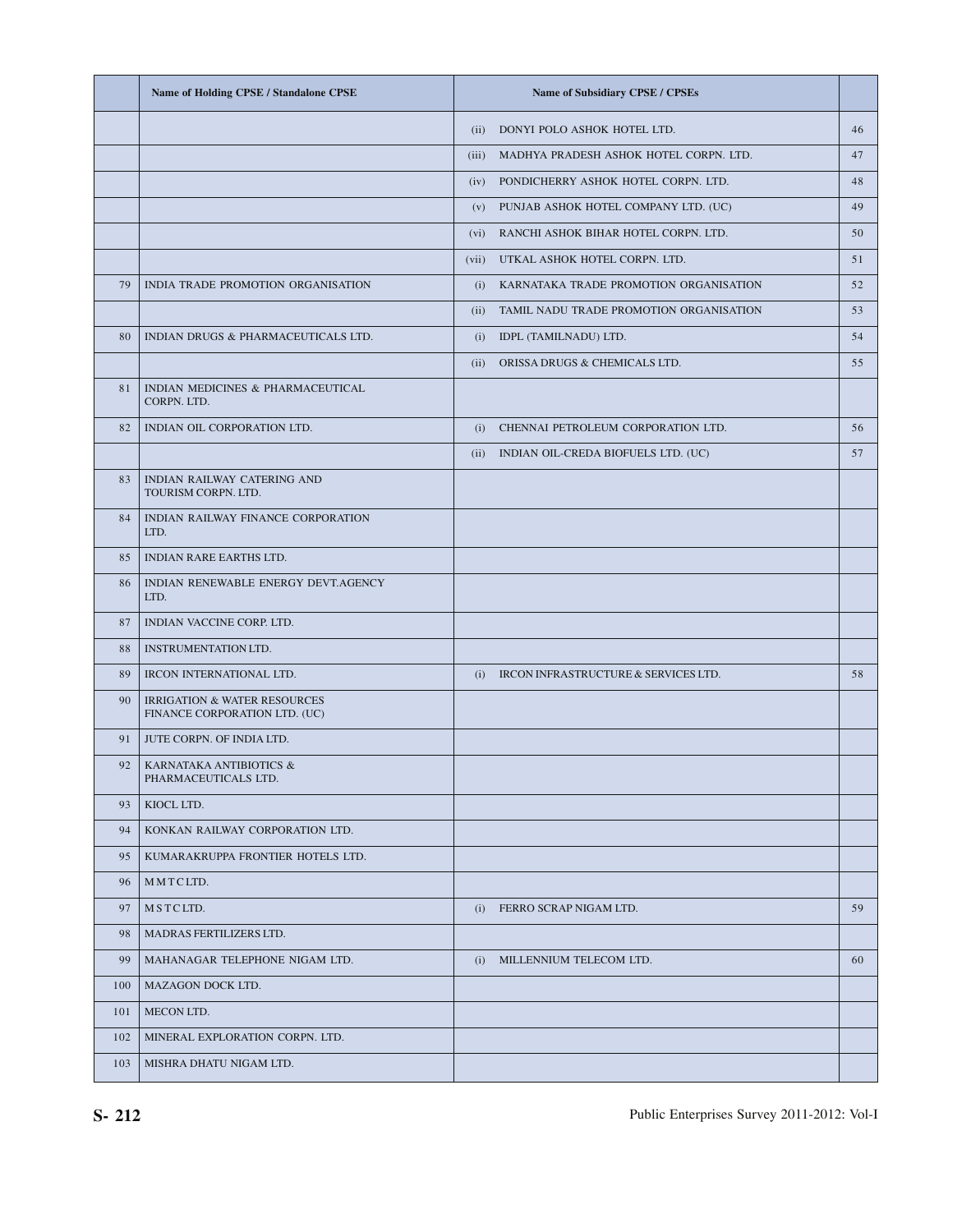| | Name of Holding CPSE / Standalone CPSE | Name of Subsidiary CPSE / CPSEs | |
|---|---|---|---|
| | | (ii) DONYI POLO ASHOK HOTEL LTD. | 46 |
| | | (iii) MADHYA PRADESH ASHOK HOTEL CORPN. LTD. | 47 |
| | | (iv) PONDICHERRY ASHOK HOTEL CORPN. LTD. | 48 |
| | | (v) PUNJAB ASHOK HOTEL COMPANY LTD. (UC) | 49 |
| | | (vi) RANCHI ASHOK BIHAR HOTEL CORPN. LTD. | 50 |
| | | (vii) UTKAL ASHOK HOTEL CORPN. LTD. | 51 |
| 79 | INDIA TRADE PROMOTION ORGANISATION | (i) KARNATAKA TRADE PROMOTION ORGANISATION | 52 |
| | | (ii) TAMIL NADU TRADE PROMOTION ORGANISATION | 53 |
| 80 | INDIAN DRUGS & PHARMACEUTICALS LTD. | (i) IDPL (TAMILNADU) LTD. | 54 |
| | | (ii) ORISSA DRUGS & CHEMICALS LTD. | 55 |
| 81 | INDIAN MEDICINES & PHARMACEUTICAL CORPN. LTD. | | |
| 82 | INDIAN OIL CORPORATION LTD. | (i) CHENNAI PETROLEUM CORPORATION LTD. | 56 |
| | | (ii) INDIAN OIL-CREDA BIOFUELS LTD. (UC) | 57 |
| 83 | INDIAN RAILWAY CATERING AND TOURISM CORPN. LTD. | | |
| 84 | INDIAN RAILWAY FINANCE CORPORATION LTD. | | |
| 85 | INDIAN RARE EARTHS LTD. | | |
| 86 | INDIAN RENEWABLE ENERGY DEVT.AGENCY LTD. | | |
| 87 | INDIAN VACCINE CORP. LTD. | | |
| 88 | INSTRUMENTATION LTD. | | |
| 89 | IRCON INTERNATIONAL LTD. | (i) IRCON INFRASTRUCTURE & SERVICES LTD. | 58 |
| 90 | IRRIGATION & WATER RESOURCES FINANCE CORPORATION LTD. (UC) | | |
| 91 | JUTE CORPN. OF INDIA LTD. | | |
| 92 | KARNATAKA ANTIBIOTICS & PHARMACEUTICALS LTD. | | |
| 93 | KIOCL LTD. | | |
| 94 | KONKAN RAILWAY CORPORATION LTD. | | |
| 95 | KUMARAKRUPPA FRONTIER HOTELS LTD. | | |
| 96 | M M T C LTD. | | |
| 97 | M S T C LTD. | (i) FERRO SCRAP NIGAM LTD. | 59 |
| 98 | MADRAS FERTILIZERS LTD. | | |
| 99 | MAHANAGAR TELEPHONE NIGAM LTD. | (i) MILLENNIUM TELECOM LTD. | 60 |
| 100 | MAZAGON DOCK LTD. | | |
| 101 | MECON LTD. | | |
| 102 | MINERAL EXPLORATION CORPN. LTD. | | |
| 103 | MISHRA DHATU NIGAM LTD. | | |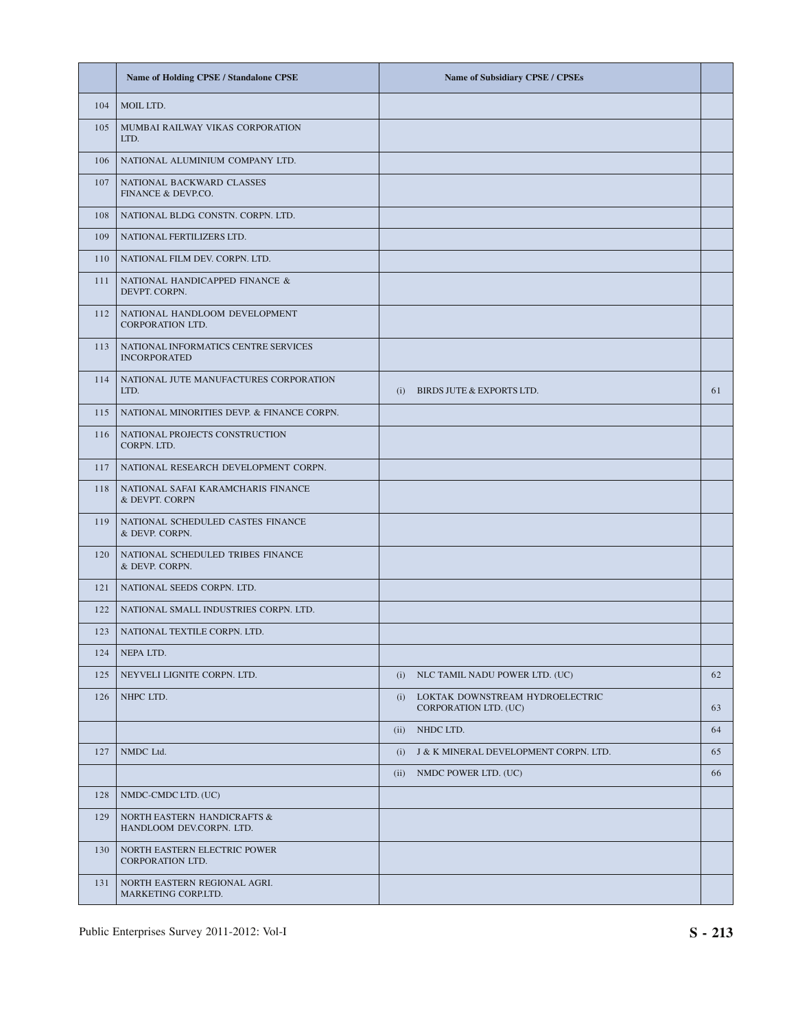| | Name of Holding CPSE / Standalone CPSE | Name of Subsidiary CPSE / CPSEs | |
|---|---|---|---|
| 104 | MOIL LTD. | | |
| 105 | MUMBAI RAILWAY VIKAS CORPORATION LTD. | | |
| 106 | NATIONAL ALUMINIUM COMPANY LTD. | | |
| 107 | NATIONAL BACKWARD CLASSES FINANCE & DEVP.CO. | | |
| 108 | NATIONAL BLDG. CONSTN. CORPN. LTD. | | |
| 109 | NATIONAL FERTILIZERS LTD. | | |
| 110 | NATIONAL FILM DEV. CORPN. LTD. | | |
| 111 | NATIONAL HANDICAPPED FINANCE & DEVPT. CORPN. | | |
| 112 | NATIONAL HANDLOOM DEVELOPMENT CORPORATION LTD. | | |
| 113 | NATIONAL INFORMATICS CENTRE SERVICES INCORPORATED | | |
| 114 | NATIONAL JUTE MANUFACTURES CORPORATION LTD. | (i) BIRDS JUTE & EXPORTS LTD. | 61 |
| 115 | NATIONAL MINORITIES DEVP. & FINANCE CORPN. | | |
| 116 | NATIONAL PROJECTS CONSTRUCTION CORPN. LTD. | | |
| 117 | NATIONAL RESEARCH DEVELOPMENT CORPN. | | |
| 118 | NATIONAL SAFAI KARAMCHARIS FINANCE & DEVPT. CORPN | | |
| 119 | NATIONAL SCHEDULED CASTES FINANCE & DEVP. CORPN. | | |
| 120 | NATIONAL SCHEDULED TRIBES FINANCE & DEVP. CORPN. | | |
| 121 | NATIONAL SEEDS CORPN. LTD. | | |
| 122 | NATIONAL SMALL INDUSTRIES CORPN. LTD. | | |
| 123 | NATIONAL TEXTILE CORPN. LTD. | | |
| 124 | NEPA LTD. | | |
| 125 | NEYVELI LIGNITE CORPN. LTD. | (i) NLC TAMIL NADU POWER LTD. (UC) | 62 |
| 126 | NHPC LTD. | (i) LOKTAK DOWNSTREAM HYDROELECTRIC CORPORATION LTD. (UC) | 63 |
| | | (ii) NHDC LTD. | 64 |
| 127 | NMDC Ltd. | (i) J & K MINERAL DEVELOPMENT CORPN. LTD. | 65 |
| | | (ii) NMDC POWER LTD. (UC) | 66 |
| 128 | NMDC-CMDC LTD. (UC) | | |
| 129 | NORTH EASTERN HANDICRAFTS & HANDLOOM DEV.CORPN. LTD. | | |
| 130 | NORTH EASTERN ELECTRIC POWER CORPORATION LTD. | | |
| 131 | NORTH EASTERN REGIONAL AGRI. MARKETING CORP.LTD. | | |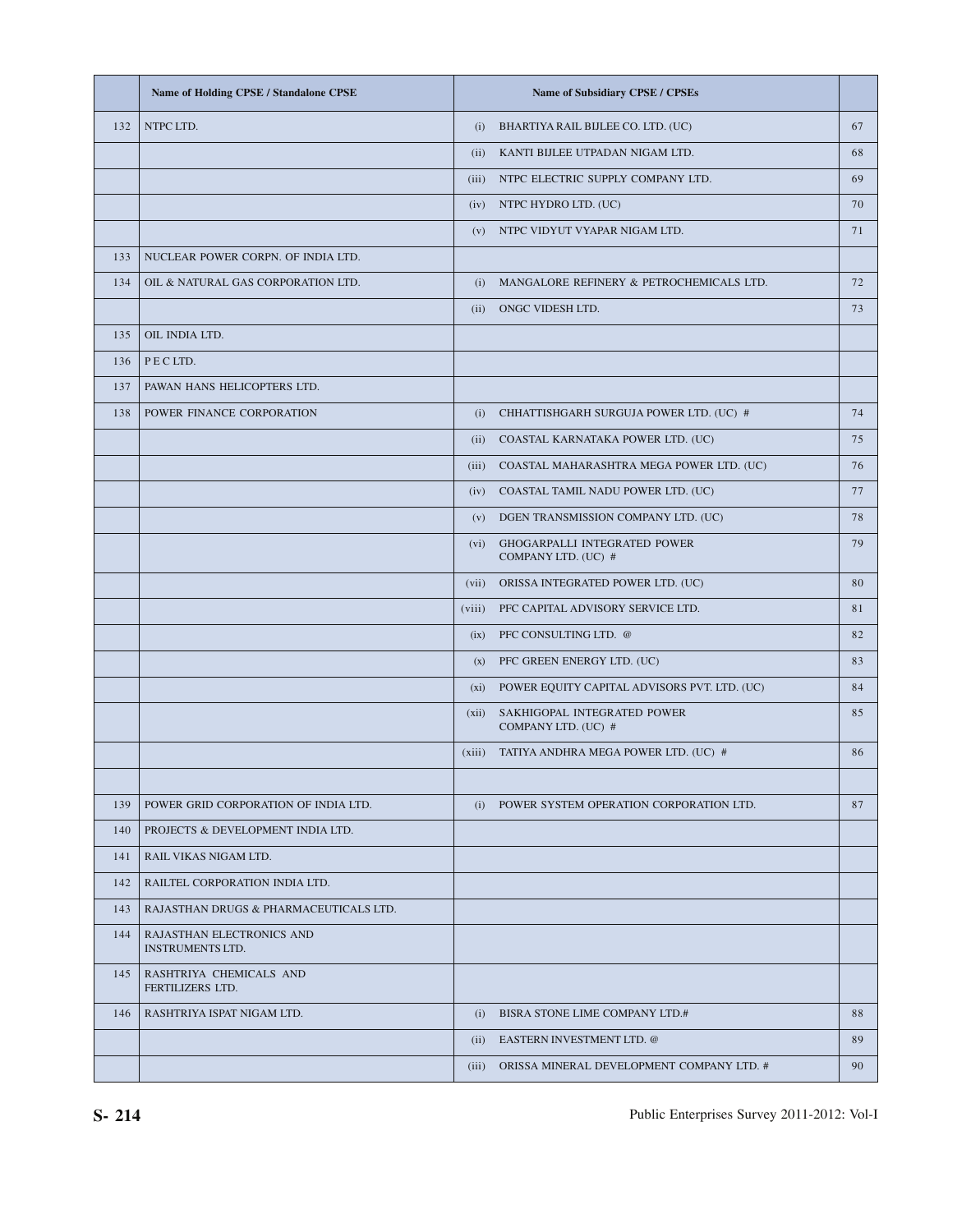| | Name of Holding CPSE / Standalone CPSE | Name of Subsidiary CPSE / CPSEs | |
|---|---|---|---|
| 132 | NTPC LTD. | (i) BHARTIYA RAIL BIJLEE CO. LTD. (UC) | 67 |
| | | (ii) KANTI BIJLEE UTPADAN NIGAM LTD. | 68 |
| | | (iii) NTPC ELECTRIC SUPPLY COMPANY LTD. | 69 |
| | | (iv) NTPC HYDRO LTD. (UC) | 70 |
| | | (v) NTPC VIDYUT VYAPAR NIGAM LTD. | 71 |
| 133 | NUCLEAR POWER CORPN. OF INDIA LTD. | | |
| 134 | OIL & NATURAL GAS CORPORATION LTD. | (i) MANGALORE REFINERY & PETROCHEMICALS LTD. | 72 |
| | | (ii) ONGC VIDESH LTD. | 73 |
| 135 | OIL INDIA LTD. | | |
| 136 | P E C LTD. | | |
| 137 | PAWAN HANS HELICOPTERS LTD. | | |
| 138 | POWER FINANCE CORPORATION | (i) CHHATTISHGARH SURGUJA POWER LTD. (UC) # | 74 |
| | | (ii) COASTAL KARNATAKA POWER LTD. (UC) | 75 |
| | | (iii) COASTAL MAHARASHTRA MEGA POWER LTD. (UC) | 76 |
| | | (iv) COASTAL TAMIL NADU POWER LTD. (UC) | 77 |
| | | (v) DGEN TRANSMISSION COMPANY LTD. (UC) | 78 |
| | | (vi) GHOGARPALLI INTEGRATED POWER COMPANY LTD. (UC) # | 79 |
| | | (vii) ORISSA INTEGRATED POWER LTD. (UC) | 80 |
| | | (viii) PFC CAPITAL ADVISORY SERVICE LTD. | 81 |
| | | (ix) PFC CONSULTING LTD. @ | 82 |
| | | (x) PFC GREEN ENERGY LTD. (UC) | 83 |
| | | (xi) POWER EQUITY CAPITAL ADVISORS PVT. LTD. (UC) | 84 |
| | | (xii) SAKHIGOPAL INTEGRATED POWER COMPANY LTD. (UC) # | 85 |
| | | (xiii) TATIYA ANDHRA MEGA POWER LTD. (UC) # | 86 |
| | | | |
| 139 | POWER GRID CORPORATION OF INDIA LTD. | (i) POWER SYSTEM OPERATION CORPORATION LTD. | 87 |
| 140 | PROJECTS & DEVELOPMENT INDIA LTD. | | |
| 141 | RAIL VIKAS NIGAM LTD. | | |
| 142 | RAILTEL CORPORATION INDIA LTD. | | |
| 143 | RAJASTHAN DRUGS & PHARMACEUTICALS LTD. | | |
| 144 | RAJASTHAN ELECTRONICS AND INSTRUMENTS LTD. | | |
| 145 | RASHTRIYA CHEMICALS AND FERTILIZERS LTD. | | |
| 146 | RASHTRIYA ISPAT NIGAM LTD. | (i) BISRA STONE LIME COMPANY LTD.# | 88 |
| | | (ii) EASTERN INVESTMENT LTD. @ | 89 |
| | | (iii) ORISSA MINERAL DEVELOPMENT COMPANY LTD. # | 90 |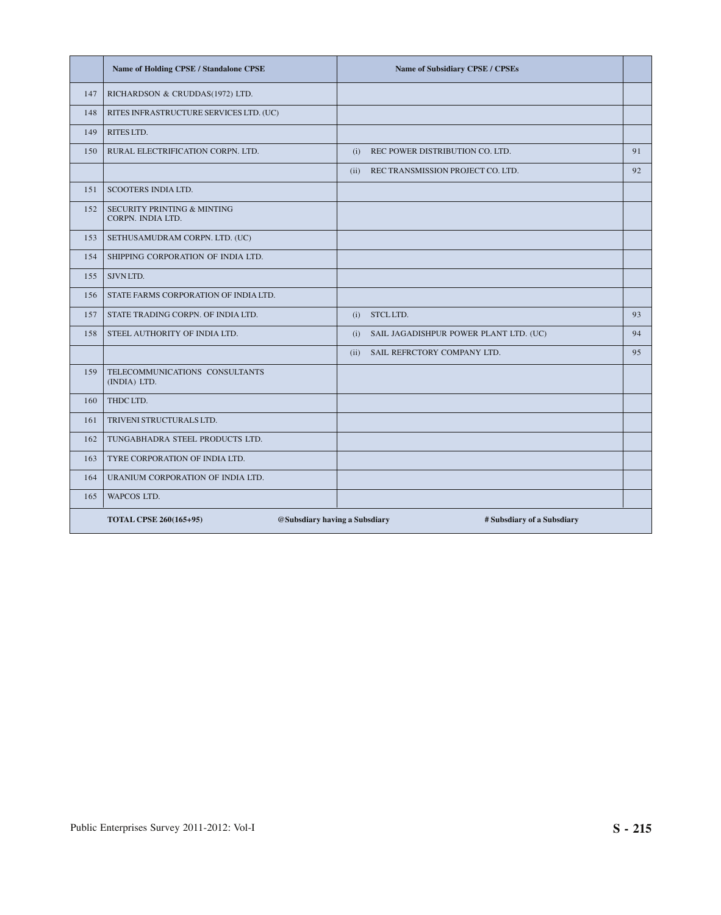| | Name of Holding CPSE / Standalone CPSE | Name of Subsidiary CPSE / CPSEs | |
|---|---|---|---|
| 147 | RICHARDSON & CRUDDAS(1972) LTD. | | |
| 148 | RITES INFRASTRUCTURE SERVICES LTD. (UC) | | |
| 149 | RITES LTD. | | |
| 150 | RURAL ELECTRIFICATION CORPN. LTD. | (i) REC POWER DISTRIBUTION CO. LTD. | 91 |
| | | (ii) REC TRANSMISSION PROJECT CO. LTD. | 92 |
| 151 | SCOOTERS INDIA LTD. | | |
| 152 | SECURITY PRINTING & MINTING CORPN. INDIA LTD. | | |
| 153 | SETHUSAMUDRAM CORPN. LTD. (UC) | | |
| 154 | SHIPPING CORPORATION OF INDIA LTD. | | |
| 155 | SJVN LTD. | | |
| 156 | STATE FARMS CORPORATION OF INDIA LTD. | | |
| 157 | STATE TRADING CORPN. OF INDIA LTD. | (i) STCL LTD. | 93 |
| 158 | STEEL AUTHORITY OF INDIA LTD. | (i) SAIL JAGADISHPUR POWER PLANT LTD. (UC) | 94 |
| | | (ii) SAIL REFRCTORY COMPANY LTD. | 95 |
| 159 | TELECOMMUNICATIONS CONSULTANTS (INDIA) LTD. | | |
| 160 | THDC LTD. | | |
| 161 | TRIVENI STRUCTURALS LTD. | | |
| 162 | TUNGABHADRA STEEL PRODUCTS LTD. | | |
| 163 | TYRE CORPORATION OF INDIA LTD. | | |
| 164 | URANIUM CORPORATION OF INDIA LTD. | | |
| 165 | WAPCOS LTD. | | |
| | **TOTAL CPSE 260(165+95)** | **@Subsdiary having a Subsdiary** **# Subsdiary of a Subsdiary** | |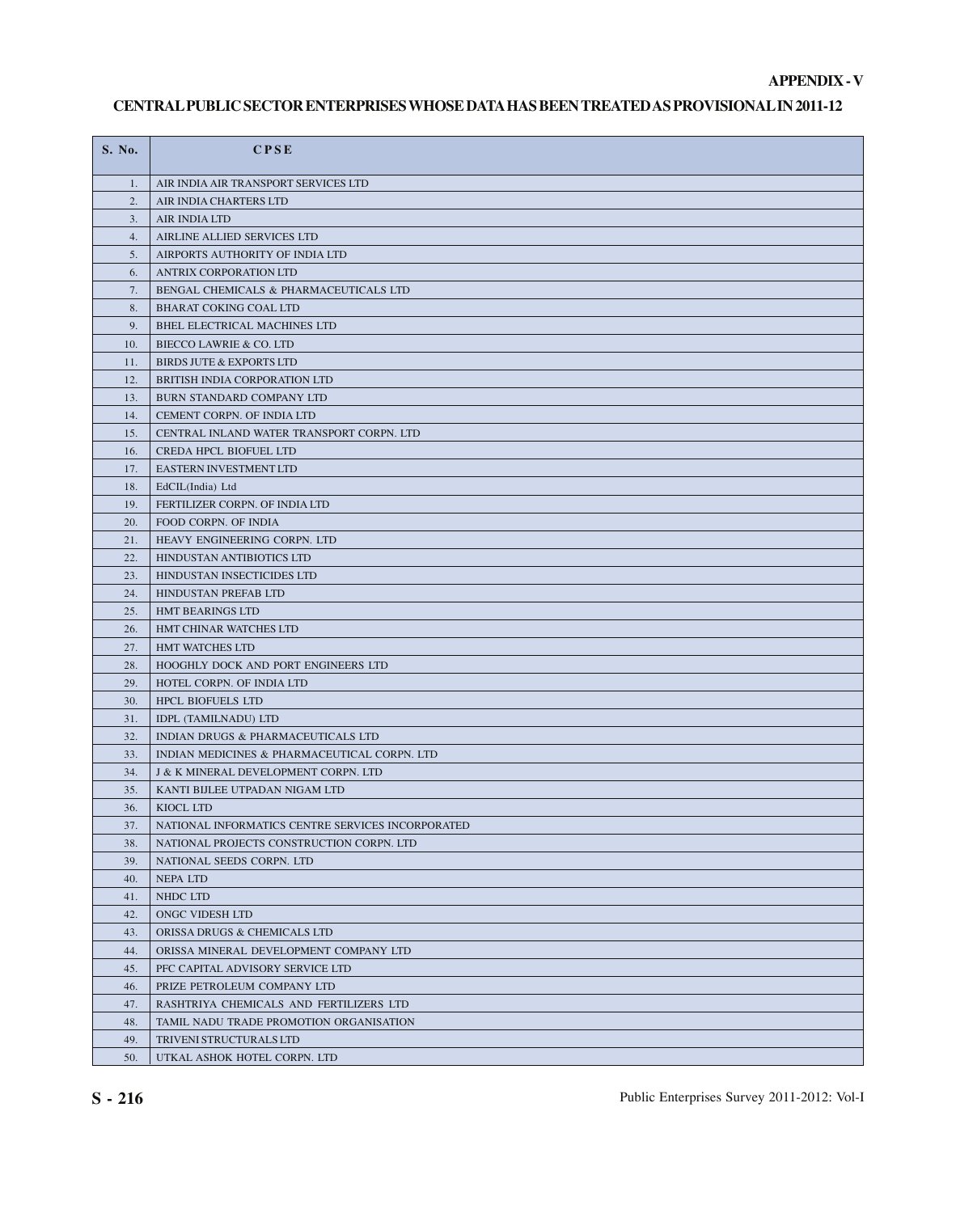**APPENDIX - V**

## CENTRAL PUBLIC SECTOR ENTERPRISES WHOSE DATA HAS BEEN TREATED AS PROVISIONAL IN 2011-12

| S. No. | CPSE |
|---|---|
| 1. | AIR INDIA AIR TRANSPORT SERVICES LTD |
| 2. | AIR INDIA CHARTERS LTD |
| 3. | AIR INDIA LTD |
| 4. | AIRLINE ALLIED SERVICES LTD |
| 5. | AIRPORTS AUTHORITY OF INDIA LTD |
| 6. | ANTRIX CORPORATION LTD |
| 7. | BENGAL CHEMICALS & PHARMACEUTICALS LTD |
| 8. | BHARAT COKING COAL LTD |
| 9. | BHEL ELECTRICAL MACHINES LTD |
| 10. | BIECCO LAWRIE & CO. LTD |
| 11. | BIRDS JUTE & EXPORTS LTD |
| 12. | BRITISH INDIA CORPORATION LTD |
| 13. | BURN STANDARD COMPANY LTD |
| 14. | CEMENT CORPN. OF INDIA LTD |
| 15. | CENTRAL INLAND WATER TRANSPORT CORPN. LTD |
| 16. | CREDA HPCL BIOFUEL LTD |
| 17. | EASTERN INVESTMENT LTD |
| 18. | EdCIL(India) Ltd |
| 19. | FERTILIZER CORPN. OF INDIA LTD |
| 20. | FOOD CORPN. OF INDIA |
| 21. | HEAVY ENGINEERING CORPN. LTD |
| 22. | HINDUSTAN ANTIBIOTICS LTD |
| 23. | HINDUSTAN INSECTICIDES LTD |
| 24. | HINDUSTAN PREFAB LTD |
| 25. | HMT BEARINGS LTD |
| 26. | HMT CHINAR WATCHES LTD |
| 27. | HMT WATCHES LTD |
| 28. | HOOGHLY DOCK AND PORT ENGINEERS LTD |
| 29. | HOTEL CORPN. OF INDIA LTD |
| 30. | HPCL BIOFUELS LTD |
| 31. | IDPL (TAMILNADU) LTD |
| 32. | INDIAN DRUGS & PHARMACEUTICALS LTD |
| 33. | INDIAN MEDICINES & PHARMACEUTICAL CORPN. LTD |
| 34. | J & K MINERAL DEVELOPMENT CORPN. LTD |
| 35. | KANTI BIJLEE UTPADAN NIGAM LTD |
| 36. | KIOCL LTD |
| 37. | NATIONAL INFORMATICS CENTRE SERVICES INCORPORATED |
| 38. | NATIONAL PROJECTS CONSTRUCTION CORPN. LTD |
| 39. | NATIONAL SEEDS CORPN. LTD |
| 40. | NEPA LTD |
| 41. | NHDC LTD |
| 42. | ONGC VIDESH LTD |
| 43. | ORISSA DRUGS & CHEMICALS LTD |
| 44. | ORISSA MINERAL DEVELOPMENT COMPANY LTD |
| 45. | PFC CAPITAL ADVISORY SERVICE LTD |
| 46. | PRIZE PETROLEUM COMPANY LTD |
| 47. | RASHTRIYA CHEMICALS AND FERTILIZERS LTD |
| 48. | TAMIL NADU TRADE PROMOTION ORGANISATION |
| 49. | TRIVENI STRUCTURALS LTD |
| 50. | UTKAL ASHOK HOTEL CORPN. LTD |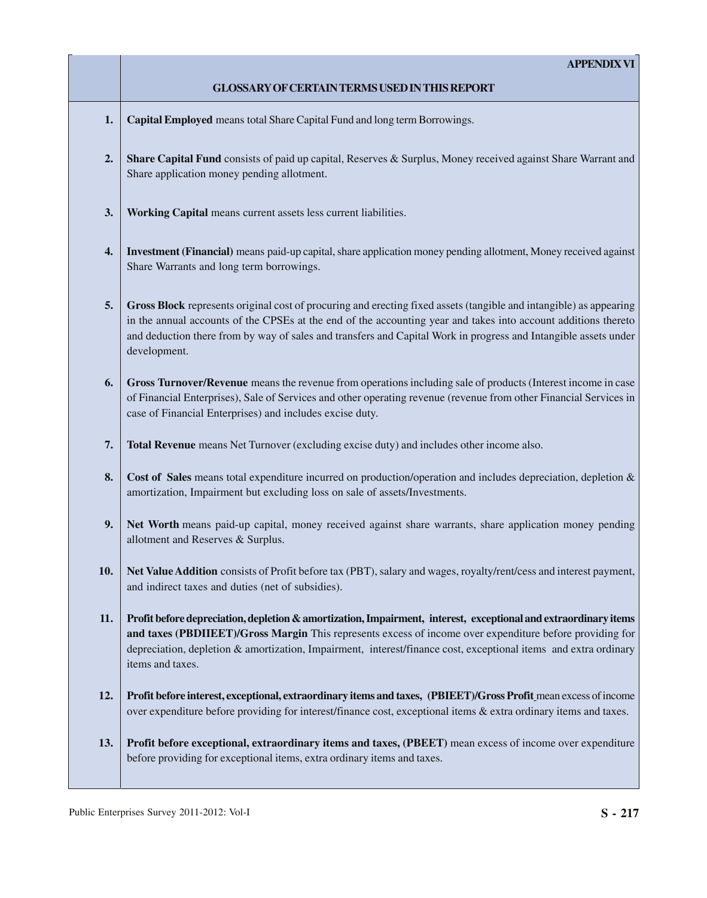APPENDIX VI

## GLOSSARY OF CERTAIN TERMS USED IN THIS REPORT

1. **Capital Employed** means total Share Capital Fund and long term Borrowings.

2. **Share Capital Fund** consists of paid up capital, Reserves & Surplus, Money received against Share Warrant and Share application money pending allotment.

3. **Working Capital** means current assets less current liabilities.

4. **Investment (Financial)** means paid-up capital, share application money pending allotment, Money received against Share Warrants and long term borrowings.

5. **Gross Block** represents original cost of procuring and erecting fixed assets (tangible and intangible) as appearing in the annual accounts of the CPSEs at the end of the accounting year and takes into account additions thereto and deduction there from by way of sales and transfers and Capital Work in progress and Intangible assets under development.

6. **Gross Turnover/Revenue** means the revenue from operations including sale of products (Interest income in case of Financial Enterprises), Sale of Services and other operating revenue (revenue from other Financial Services in case of Financial Enterprises) and includes excise duty.

7. **Total Revenue** means Net Turnover (excluding excise duty) and includes other income also.

8. **Cost of Sales** means total expenditure incurred on production/operation and includes depreciation, depletion & amortization, Impairment but excluding loss on sale of assets/Investments.

9. **Net Worth** means paid-up capital, money received against share warrants, share application money pending allotment and Reserves & Surplus.

10. **Net Value Addition** consists of Profit before tax (PBT), salary and wages, royalty/rent/cess and interest payment, and indirect taxes and duties (net of subsidies).

11. **Profit before depreciation, depletion & amortization, Impairment, interest, exceptional and extraordinary items and taxes (PBDIIEET)/Gross Margin** This represents excess of income over expenditure before providing for depreciation, depletion & amortization, Impairment, interest/finance cost, exceptional items and extra ordinary items and taxes.

12. **Profit before interest, exceptional, extraordinary items and taxes, (PBIEET)/Gross Profit** mean excess of income over expenditure before providing for interest/finance cost, exceptional items & extra ordinary items and taxes.

13. **Profit before exceptional, extraordinary items and taxes, (PBEET)** mean excess of income over expenditure before providing for exceptional items, extra ordinary items and taxes.